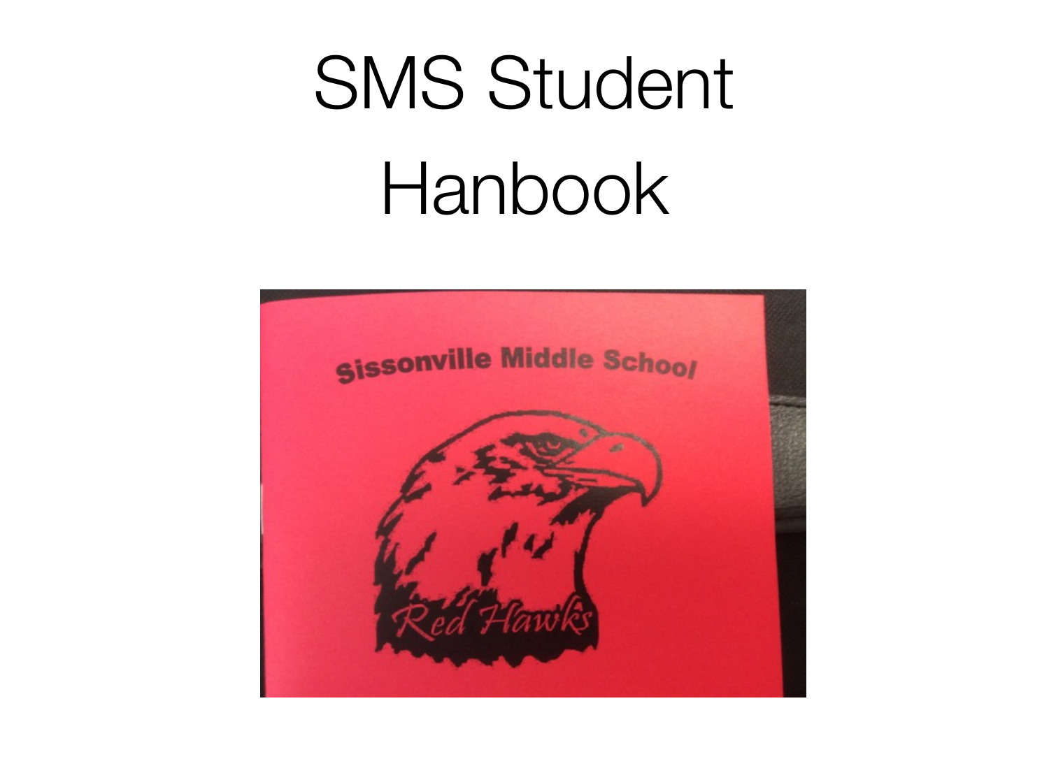# SMS Student Hanbook

Sissonville Middle School

Red Hawks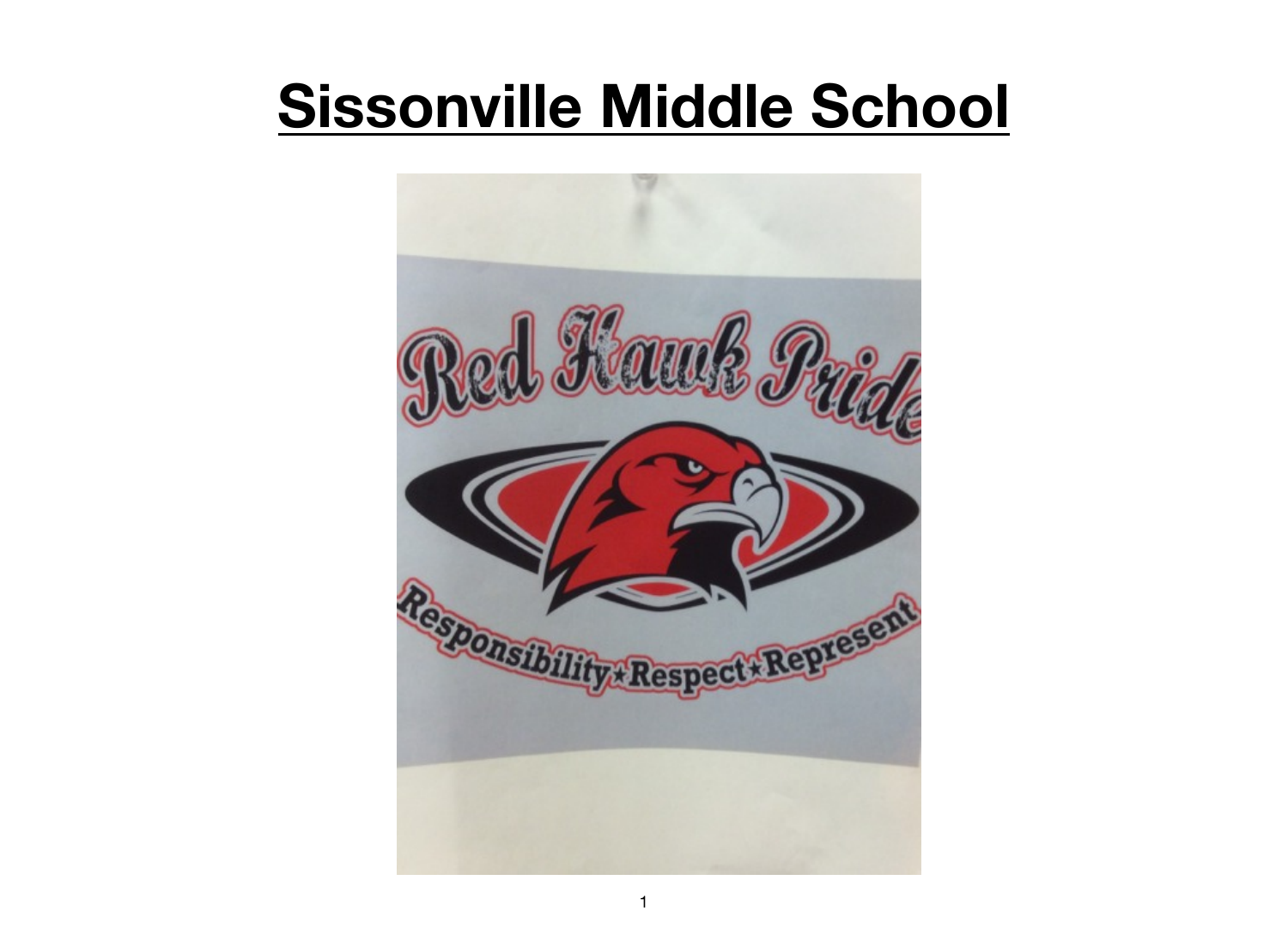# Sissonville Middle School

Red Hawk Pride

Responsibility★Respect★Represent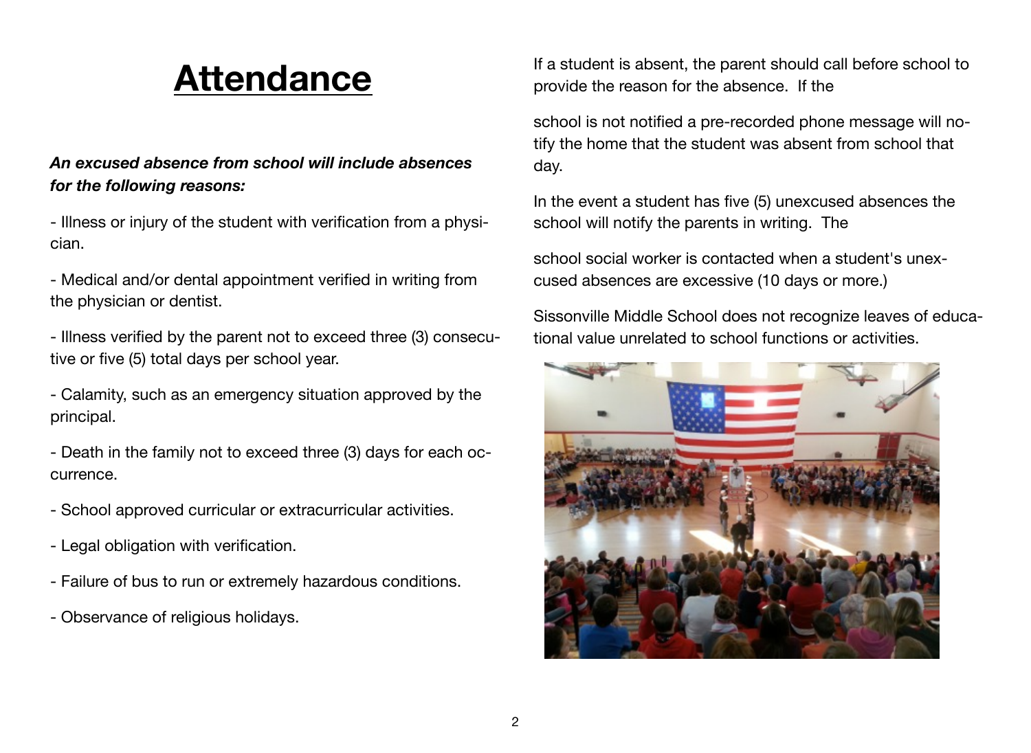# Attendance

***An excused absence from school will include absences for the following reasons:***

- Illness or injury of the student with verification from a physician.
- Medical and/or dental appointment verified in writing from the physician or dentist.
- Illness verified by the parent not to exceed three (3) consecutive or five (5) total days per school year.
- Calamity, such as an emergency situation approved by the principal.
- Death in the family not to exceed three (3) days for each occurrence.
- School approved curricular or extracurricular activities.
- Legal obligation with verification.
- Failure of bus to run or extremely hazardous conditions.
- Observance of religious holidays.

If a student is absent, the parent should call before school to provide the reason for the absence. If the school is not notified a pre-recorded phone message will notify the home that the student was absent from school that day.

In the event a student has five (5) unexcused absences the school will notify the parents in writing. The school social worker is contacted when a student's unexcused absences are excessive (10 days or more.)

Sissonville Middle School does not recognize leaves of educational value unrelated to school functions or activities.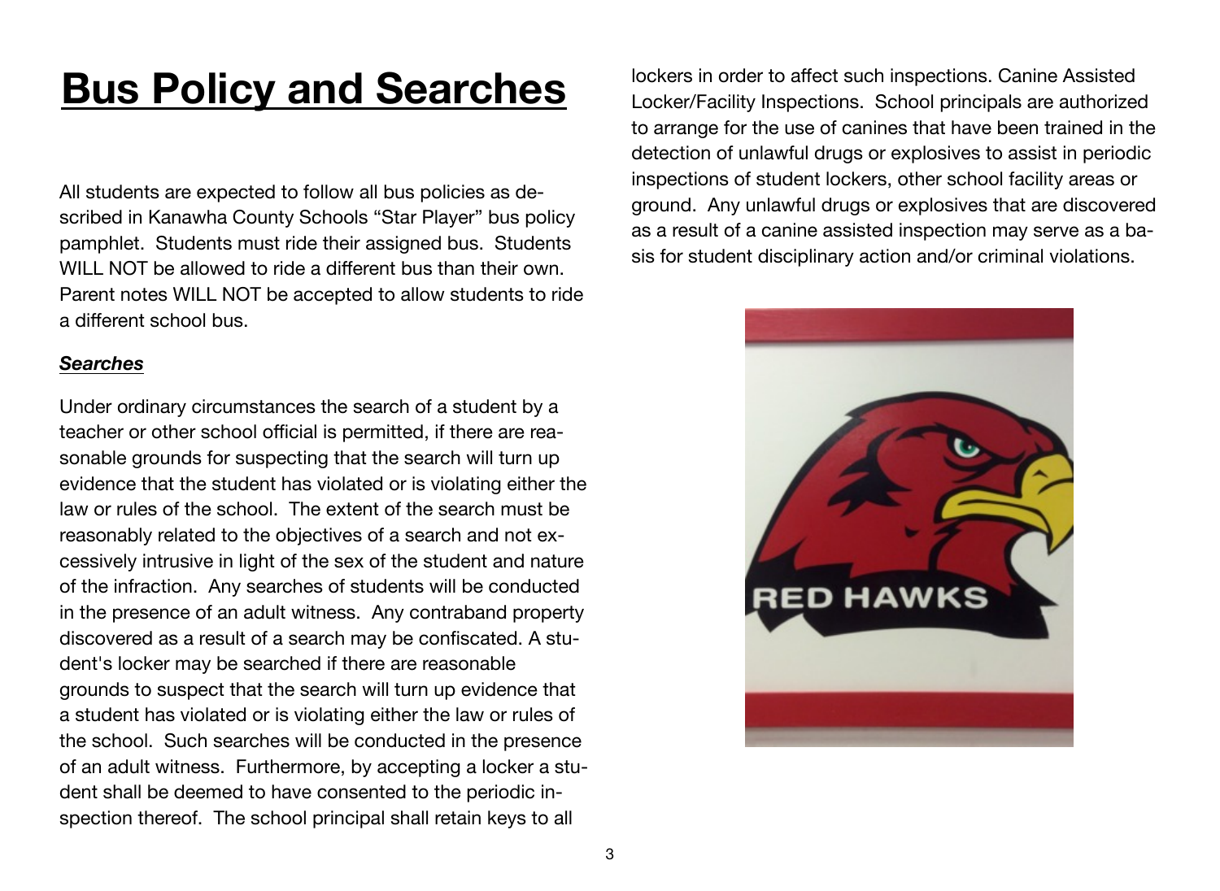# Bus Policy and Searches

All students are expected to follow all bus policies as described in Kanawha County Schools "Star Player" bus policy pamphlet. Students must ride their assigned bus. Students WILL NOT be allowed to ride a different bus than their own. Parent notes WILL NOT be accepted to allow students to ride a different school bus.

***Searches***

Under ordinary circumstances the search of a student by a teacher or other school official is permitted, if there are reasonable grounds for suspecting that the search will turn up evidence that the student has violated or is violating either the law or rules of the school. The extent of the search must be reasonably related to the objectives of a search and not excessively intrusive in light of the sex of the student and nature of the infraction. Any searches of students will be conducted in the presence of an adult witness. Any contraband property discovered as a result of a search may be confiscated. A student's locker may be searched if there are reasonable grounds to suspect that the search will turn up evidence that a student has violated or is violating either the law or rules of the school. Such searches will be conducted in the presence of an adult witness. Furthermore, by accepting a locker a student shall be deemed to have consented to the periodic inspection thereof. The school principal shall retain keys to all lockers in order to affect such inspections. Canine Assisted Locker/Facility Inspections. School principals are authorized to arrange for the use of canines that have been trained in the detection of unlawful drugs or explosives to assist in periodic inspections of student lockers, other school facility areas or ground. Any unlawful drugs or explosives that are discovered as a result of a canine assisted inspection may serve as a basis for student disciplinary action and/or criminal violations.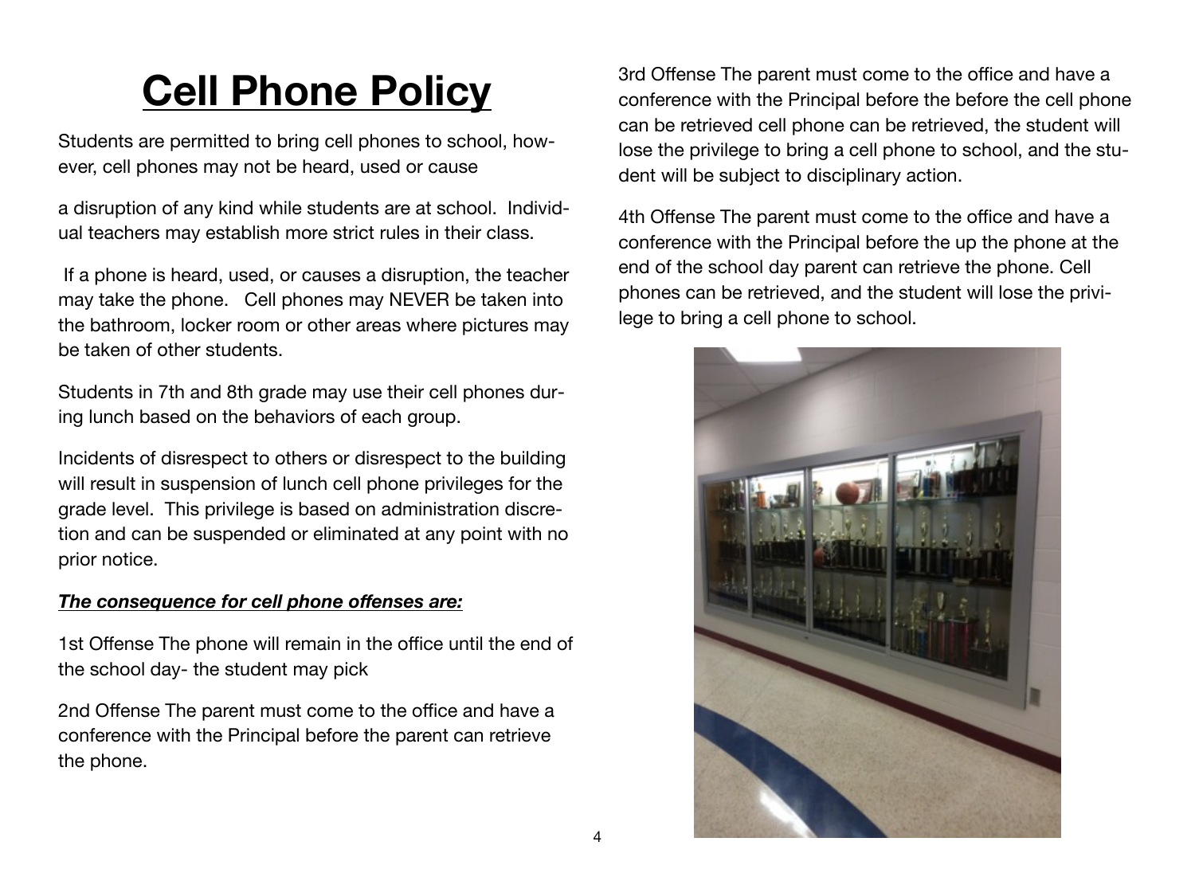# Cell Phone Policy

Students are permitted to bring cell phones to school, however, cell phones may not be heard, used or cause

a disruption of any kind while students are at school. Individual teachers may establish more strict rules in their class.

If a phone is heard, used, or causes a disruption, the teacher may take the phone. Cell phones may NEVER be taken into the bathroom, locker room or other areas where pictures may be taken of other students.

Students in 7th and 8th grade may use their cell phones during lunch based on the behaviors of each group.

Incidents of disrespect to others or disrespect to the building will result in suspension of lunch cell phone privileges for the grade level. This privilege is based on administration discretion and can be suspended or eliminated at any point with no prior notice.

***The consequence for cell phone offenses are:***

1st Offense The phone will remain in the office until the end of the school day- the student may pick

2nd Offense The parent must come to the office and have a conference with the Principal before the parent can retrieve the phone.

3rd Offense The parent must come to the office and have a conference with the Principal before the before the cell phone can be retrieved cell phone can be retrieved, the student will lose the privilege to bring a cell phone to school, and the student will be subject to disciplinary action.

4th Offense The parent must come to the office and have a conference with the Principal before the up the phone at the end of the school day parent can retrieve the phone. Cell phones can be retrieved, and the student will lose the privilege to bring a cell phone to school.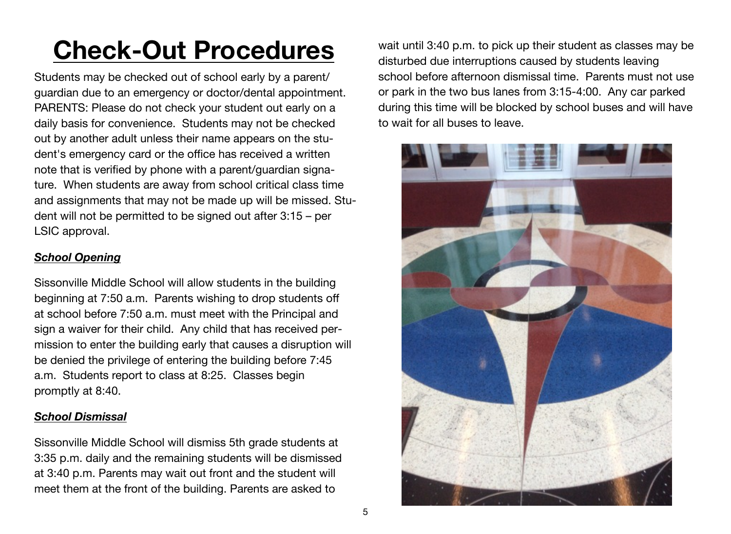# Check-Out Procedures

Students may be checked out of school early by a parent/ guardian due to an emergency or doctor/dental appointment. PARENTS: Please do not check your student out early on a daily basis for convenience. Students may not be checked out by another adult unless their name appears on the student's emergency card or the office has received a written note that is verified by phone with a parent/guardian signature. When students are away from school critical class time and assignments that may not be made up will be missed. Student will not be permitted to be signed out after 3:15 – per LSIC approval.

***School Opening***

Sissonville Middle School will allow students in the building beginning at 7:50 a.m. Parents wishing to drop students off at school before 7:50 a.m. must meet with the Principal and sign a waiver for their child. Any child that has received permission to enter the building early that causes a disruption will be denied the privilege of entering the building before 7:45 a.m. Students report to class at 8:25. Classes begin promptly at 8:40.

***School Dismissal***

Sissonville Middle School will dismiss 5th grade students at 3:35 p.m. daily and the remaining students will be dismissed at 3:40 p.m. Parents may wait out front and the student will meet them at the front of the building. Parents are asked to wait until 3:40 p.m. to pick up their student as classes may be disturbed due interruptions caused by students leaving school before afternoon dismissal time. Parents must not use or park in the two bus lanes from 3:15-4:00. Any car parked during this time will be blocked by school buses and will have to wait for all buses to leave.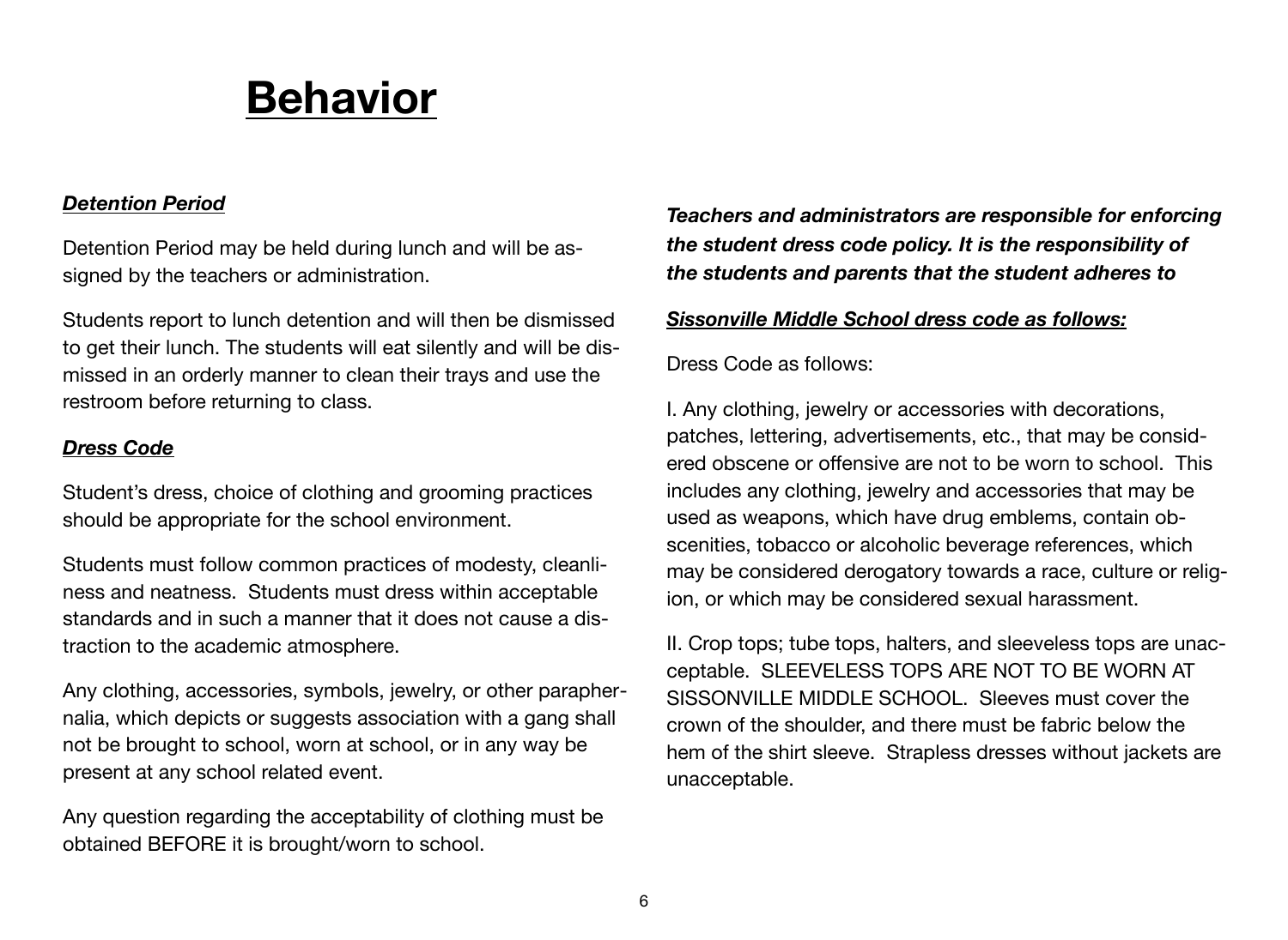# Behavior

***Detention Period***

Detention Period may be held during lunch and will be assigned by the teachers or administration.

Students report to lunch detention and will then be dismissed to get their lunch. The students will eat silently and will be dismissed in an orderly manner to clean their trays and use the restroom before returning to class.

***Dress Code***

Student's dress, choice of clothing and grooming practices should be appropriate for the school environment.

Students must follow common practices of modesty, cleanliness and neatness. Students must dress within acceptable standards and in such a manner that it does not cause a distraction to the academic atmosphere.

Any clothing, accessories, symbols, jewelry, or other paraphernalia, which depicts or suggests association with a gang shall not be brought to school, worn at school, or in any way be present at any school related event.

Any question regarding the acceptability of clothing must be obtained BEFORE it is brought/worn to school.

***Teachers and administrators are responsible for enforcing the student dress code policy. It is the responsibility of the students and parents that the student adheres to***

***Sissonville Middle School dress code as follows:***

Dress Code as follows:

I. Any clothing, jewelry or accessories with decorations, patches, lettering, advertisements, etc., that may be considered obscene or offensive are not to be worn to school. This includes any clothing, jewelry and accessories that may be used as weapons, which have drug emblems, contain obscenities, tobacco or alcoholic beverage references, which may be considered derogatory towards a race, culture or religion, or which may be considered sexual harassment.

II. Crop tops; tube tops, halters, and sleeveless tops are unacceptable. SLEEVELESS TOPS ARE NOT TO BE WORN AT SISSONVILLE MIDDLE SCHOOL. Sleeves must cover the crown of the shoulder, and there must be fabric below the hem of the shirt sleeve. Strapless dresses without jackets are unacceptable.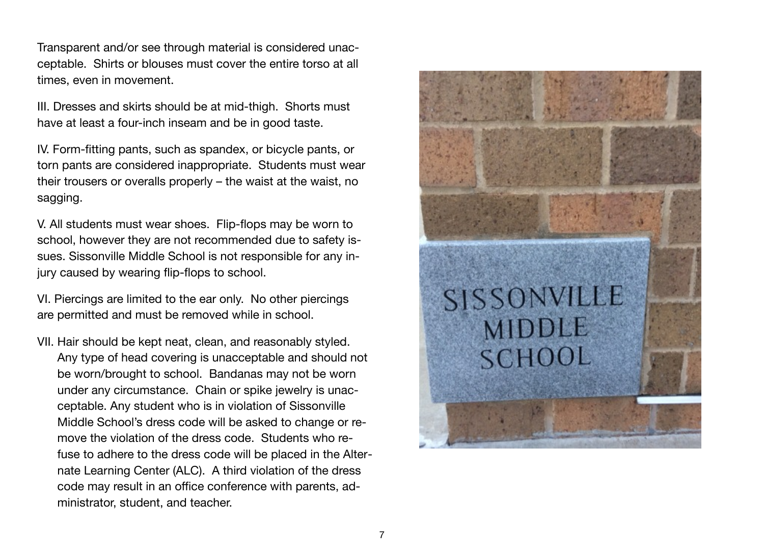Transparent and/or see through material is considered unacceptable. Shirts or blouses must cover the entire torso at all times, even in movement.

III. Dresses and skirts should be at mid-thigh. Shorts must have at least a four-inch inseam and be in good taste.

IV. Form-fitting pants, such as spandex, or bicycle pants, or torn pants are considered inappropriate. Students must wear their trousers or overalls properly – the waist at the waist, no sagging.

V. All students must wear shoes. Flip-flops may be worn to school, however they are not recommended due to safety issues. Sissonville Middle School is not responsible for any injury caused by wearing flip-flops to school.

VI. Piercings are limited to the ear only. No other piercings are permitted and must be removed while in school.

VII. Hair should be kept neat, clean, and reasonably styled. Any type of head covering is unacceptable and should not be worn/brought to school. Bandanas may not be worn under any circumstance. Chain or spike jewelry is unacceptable. Any student who is in violation of Sissonville Middle School's dress code will be asked to change or remove the violation of the dress code. Students who refuse to adhere to the dress code will be placed in the Alternate Learning Center (ALC). A third violation of the dress code may result in an office conference with parents, administrator, student, and teacher.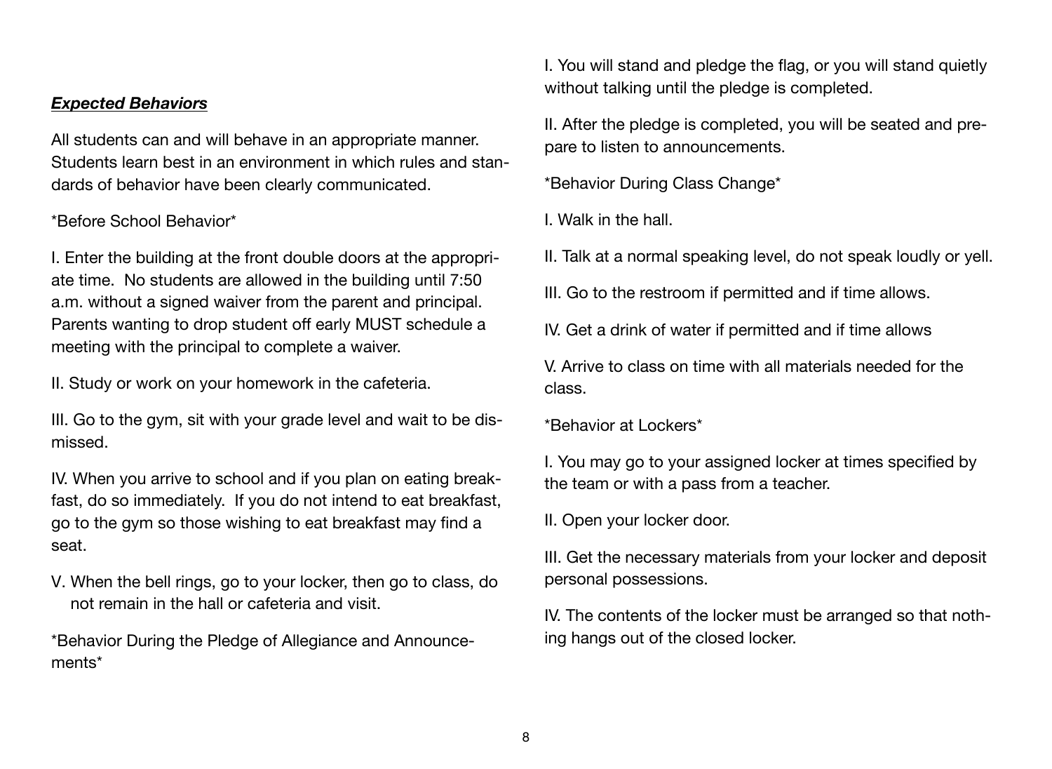***Expected Behaviors***

All students can and will behave in an appropriate manner. Students learn best in an environment in which rules and standards of behavior have been clearly communicated.

*Before School Behavior*

I. Enter the building at the front double doors at the appropriate time.  No students are allowed in the building until 7:50 a.m. without a signed waiver from the parent and principal. Parents wanting to drop student off early MUST schedule a meeting with the principal to complete a waiver.

II. Study or work on your homework in the cafeteria.

III. Go to the gym, sit with your grade level and wait to be dismissed.

IV. When you arrive to school and if you plan on eating breakfast, do so immediately.  If you do not intend to eat breakfast, go to the gym so those wishing to eat breakfast may find a seat.

V. When the bell rings, go to your locker, then go to class, do not remain in the hall or cafeteria and visit.

*Behavior During the Pledge of Allegiance and Announcements*

I. You will stand and pledge the flag, or you will stand quietly without talking until the pledge is completed.

II. After the pledge is completed, you will be seated and prepare to listen to announcements.

*Behavior During Class Change*

I. Walk in the hall.

II. Talk at a normal speaking level, do not speak loudly or yell.

III. Go to the restroom if permitted and if time allows.

IV. Get a drink of water if permitted and if time allows

V. Arrive to class on time with all materials needed for the class.

*Behavior at Lockers*

I. You may go to your assigned locker at times specified by the team or with a pass from a teacher.

II. Open your locker door.

III. Get the necessary materials from your locker and deposit personal possessions.

IV. The contents of the locker must be arranged so that nothing hangs out of the closed locker.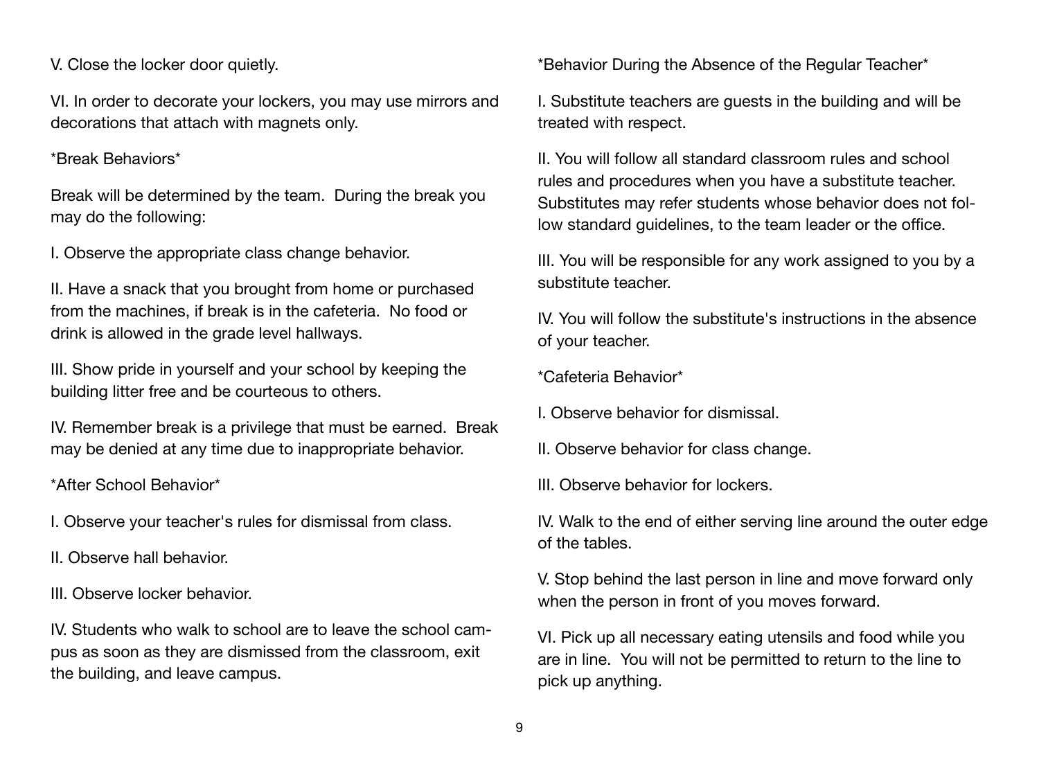V. Close the locker door quietly.

VI. In order to decorate your lockers, you may use mirrors and decorations that attach with magnets only.

*Break Behaviors*

Break will be determined by the team.  During the break you may do the following:

I. Observe the appropriate class change behavior.

II. Have a snack that you brought from home or purchased from the machines, if break is in the cafeteria.  No food or drink is allowed in the grade level hallways.

III. Show pride in yourself and your school by keeping the building litter free and be courteous to others.

IV. Remember break is a privilege that must be earned.  Break may be denied at any time due to inappropriate behavior.

*After School Behavior*

I. Observe your teacher's rules for dismissal from class.

II. Observe hall behavior.

III. Observe locker behavior.

IV. Students who walk to school are to leave the school campus as soon as they are dismissed from the classroom, exit the building, and leave campus.

*Behavior During the Absence of the Regular Teacher*

I. Substitute teachers are guests in the building and will be treated with respect.

II. You will follow all standard classroom rules and school rules and procedures when you have a substitute teacher. Substitutes may refer students whose behavior does not follow standard guidelines, to the team leader or the office.

III. You will be responsible for any work assigned to you by a substitute teacher.

IV. You will follow the substitute's instructions in the absence of your teacher.

*Cafeteria Behavior*

I. Observe behavior for dismissal.

II. Observe behavior for class change.

III. Observe behavior for lockers.

IV. Walk to the end of either serving line around the outer edge of the tables.

V. Stop behind the last person in line and move forward only when the person in front of you moves forward.

VI. Pick up all necessary eating utensils and food while you are in line.  You will not be permitted to return to the line to pick up anything.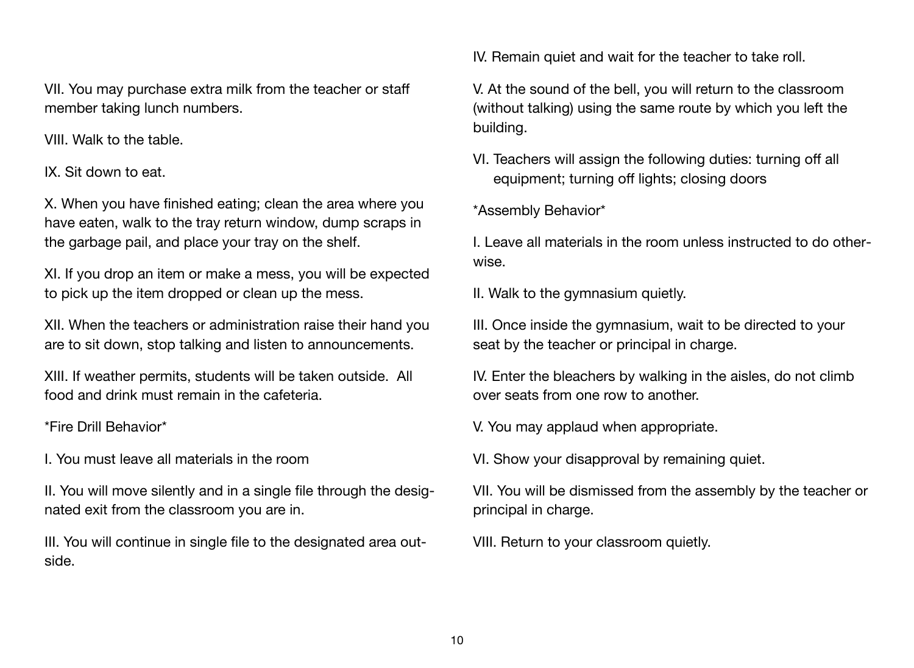VII. You may purchase extra milk from the teacher or staff member taking lunch numbers.

VIII. Walk to the table.

IX. Sit down to eat.

X. When you have finished eating; clean the area where you have eaten, walk to the tray return window, dump scraps in the garbage pail, and place your tray on the shelf.

XI. If you drop an item or make a mess, you will be expected to pick up the item dropped or clean up the mess.

XII. When the teachers or administration raise their hand you are to sit down, stop talking and listen to announcements.

XIII. If weather permits, students will be taken outside.  All food and drink must remain in the cafeteria.

*Fire Drill Behavior*

I. You must leave all materials in the room

II. You will move silently and in a single file through the designated exit from the classroom you are in.

III. You will continue in single file to the designated area outside.

IV. Remain quiet and wait for the teacher to take roll.

V. At the sound of the bell, you will return to the classroom (without talking) using the same route by which you left the building.

VI. Teachers will assign the following duties: turning off all equipment; turning off lights; closing doors

*Assembly Behavior*

I. Leave all materials in the room unless instructed to do otherwise.

II. Walk to the gymnasium quietly.

III. Once inside the gymnasium, wait to be directed to your seat by the teacher or principal in charge.

IV. Enter the bleachers by walking in the aisles, do not climb over seats from one row to another.

V. You may applaud when appropriate.

VI. Show your disapproval by remaining quiet.

VII. You will be dismissed from the assembly by the teacher or principal in charge.

VIII. Return to your classroom quietly.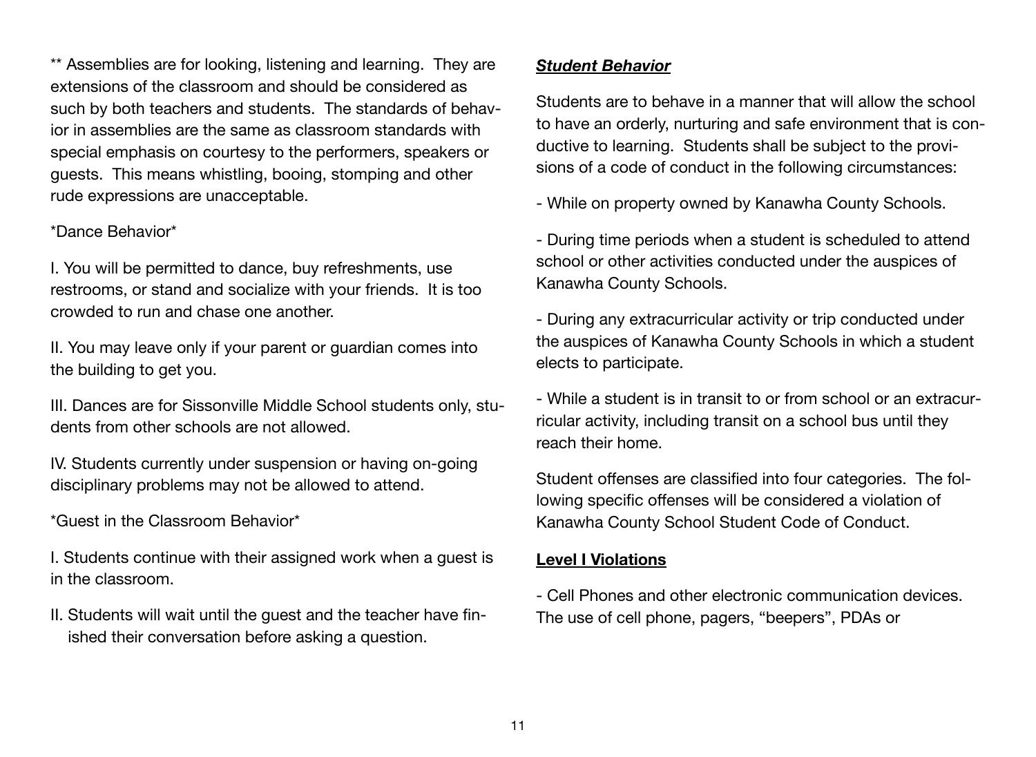** Assemblies are for looking, listening and learning. They are extensions of the classroom and should be considered as such by both teachers and students. The standards of behavior in assemblies are the same as classroom standards with special emphasis on courtesy to the performers, speakers or guests. This means whistling, booing, stomping and other rude expressions are unacceptable.

*Dance Behavior*

I. You will be permitted to dance, buy refreshments, use restrooms, or stand and socialize with your friends. It is too crowded to run and chase one another.

II. You may leave only if your parent or guardian comes into the building to get you.

III. Dances are for Sissonville Middle School students only, students from other schools are not allowed.

IV. Students currently under suspension or having on-going disciplinary problems may not be allowed to attend.

*Guest in the Classroom Behavior*

I. Students continue with their assigned work when a guest is in the classroom.

II. Students will wait until the guest and the teacher have finished their conversation before asking a question.

***Student Behavior***

Students are to behave in a manner that will allow the school to have an orderly, nurturing and safe environment that is conductive to learning. Students shall be subject to the provisions of a code of conduct in the following circumstances:

- While on property owned by Kanawha County Schools.

- During time periods when a student is scheduled to attend school or other activities conducted under the auspices of Kanawha County Schools.

- During any extracurricular activity or trip conducted under the auspices of Kanawha County Schools in which a student elects to participate.

- While a student is in transit to or from school or an extracurricular activity, including transit on a school bus until they reach their home.

Student offenses are classified into four categories. The following specific offenses will be considered a violation of Kanawha County School Student Code of Conduct.

**Level I Violations**

- Cell Phones and other electronic communication devices. The use of cell phone, pagers, "beepers", PDAs or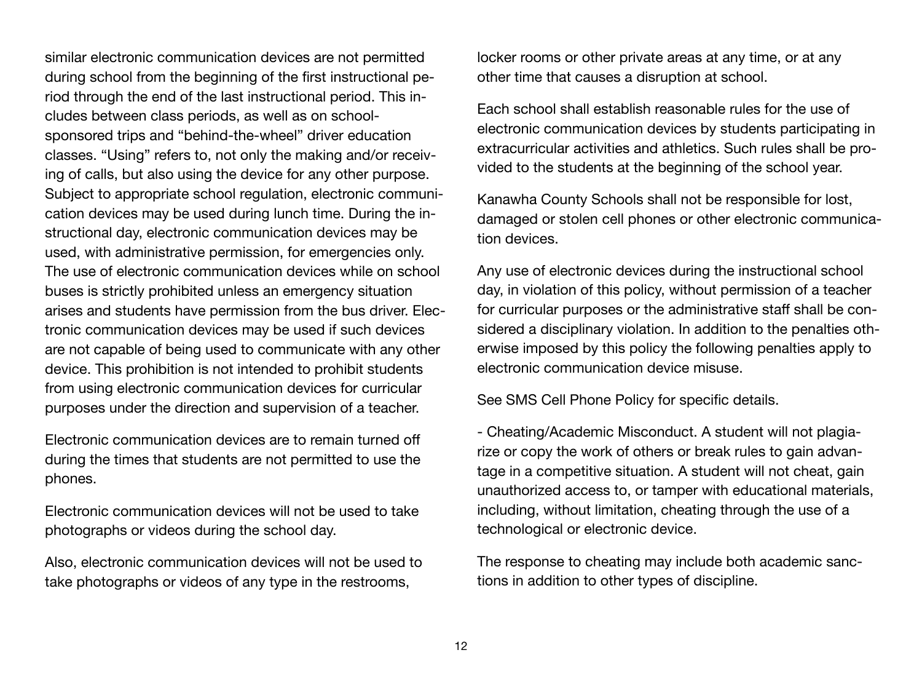similar electronic communication devices are not permitted during school from the beginning of the first instructional period through the end of the last instructional period. This includes between class periods, as well as on school-sponsored trips and "behind-the-wheel" driver education classes. "Using" refers to, not only the making and/or receiving of calls, but also using the device for any other purpose. Subject to appropriate school regulation, electronic communication devices may be used during lunch time. During the instructional day, electronic communication devices may be used, with administrative permission, for emergencies only. The use of electronic communication devices while on school buses is strictly prohibited unless an emergency situation arises and students have permission from the bus driver. Electronic communication devices may be used if such devices are not capable of being used to communicate with any other device. This prohibition is not intended to prohibit students from using electronic communication devices for curricular purposes under the direction and supervision of a teacher.

Electronic communication devices are to remain turned off during the times that students are not permitted to use the phones.

Electronic communication devices will not be used to take photographs or videos during the school day.

Also, electronic communication devices will not be used to take photographs or videos of any type in the restrooms, locker rooms or other private areas at any time, or at any other time that causes a disruption at school.

Each school shall establish reasonable rules for the use of electronic communication devices by students participating in extracurricular activities and athletics. Such rules shall be provided to the students at the beginning of the school year.

Kanawha County Schools shall not be responsible for lost, damaged or stolen cell phones or other electronic communication devices.

Any use of electronic devices during the instructional school day, in violation of this policy, without permission of a teacher for curricular purposes or the administrative staff shall be considered a disciplinary violation. In addition to the penalties otherwise imposed by this policy the following penalties apply to electronic communication device misuse.

See SMS Cell Phone Policy for specific details.

- Cheating/Academic Misconduct. A student will not plagiarize or copy the work of others or break rules to gain advantage in a competitive situation. A student will not cheat, gain unauthorized access to, or tamper with educational materials, including, without limitation, cheating through the use of a technological or electronic device.

The response to cheating may include both academic sanctions in addition to other types of discipline.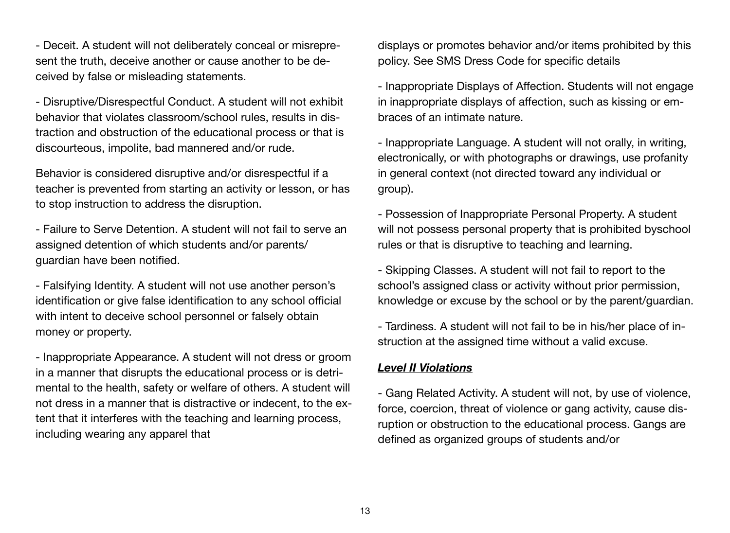- Deceit. A student will not deliberately conceal or misrepresent the truth, deceive another or cause another to be deceived by false or misleading statements.

- Disruptive/Disrespectful Conduct. A student will not exhibit behavior that violates classroom/school rules, results in distraction and obstruction of the educational process or that is discourteous, impolite, bad mannered and/or rude.

Behavior is considered disruptive and/or disrespectful if a teacher is prevented from starting an activity or lesson, or has to stop instruction to address the disruption.

- Failure to Serve Detention. A student will not fail to serve an assigned detention of which students and/or parents/guardian have been notified.

- Falsifying Identity. A student will not use another person's identification or give false identification to any school official with intent to deceive school personnel or falsely obtain money or property.

- Inappropriate Appearance. A student will not dress or groom in a manner that disrupts the educational process or is detrimental to the health, safety or welfare of others. A student will not dress in a manner that is distractive or indecent, to the extent that it interferes with the teaching and learning process, including wearing any apparel that displays or promotes behavior and/or items prohibited by this policy. See SMS Dress Code for specific details

- Inappropriate Displays of Affection. Students will not engage in inappropriate displays of affection, such as kissing or embraces of an intimate nature.

- Inappropriate Language. A student will not orally, in writing, electronically, or with photographs or drawings, use profanity in general context (not directed toward any individual or group).

- Possession of Inappropriate Personal Property. A student will not possess personal property that is prohibited byschool rules or that is disruptive to teaching and learning.

- Skipping Classes. A student will not fail to report to the school's assigned class or activity without prior permission, knowledge or excuse by the school or by the parent/guardian.

- Tardiness. A student will not fail to be in his/her place of instruction at the assigned time without a valid excuse.

***Level II Violations***

- Gang Related Activity. A student will not, by use of violence, force, coercion, threat of violence or gang activity, cause disruption or obstruction to the educational process. Gangs are defined as organized groups of students and/or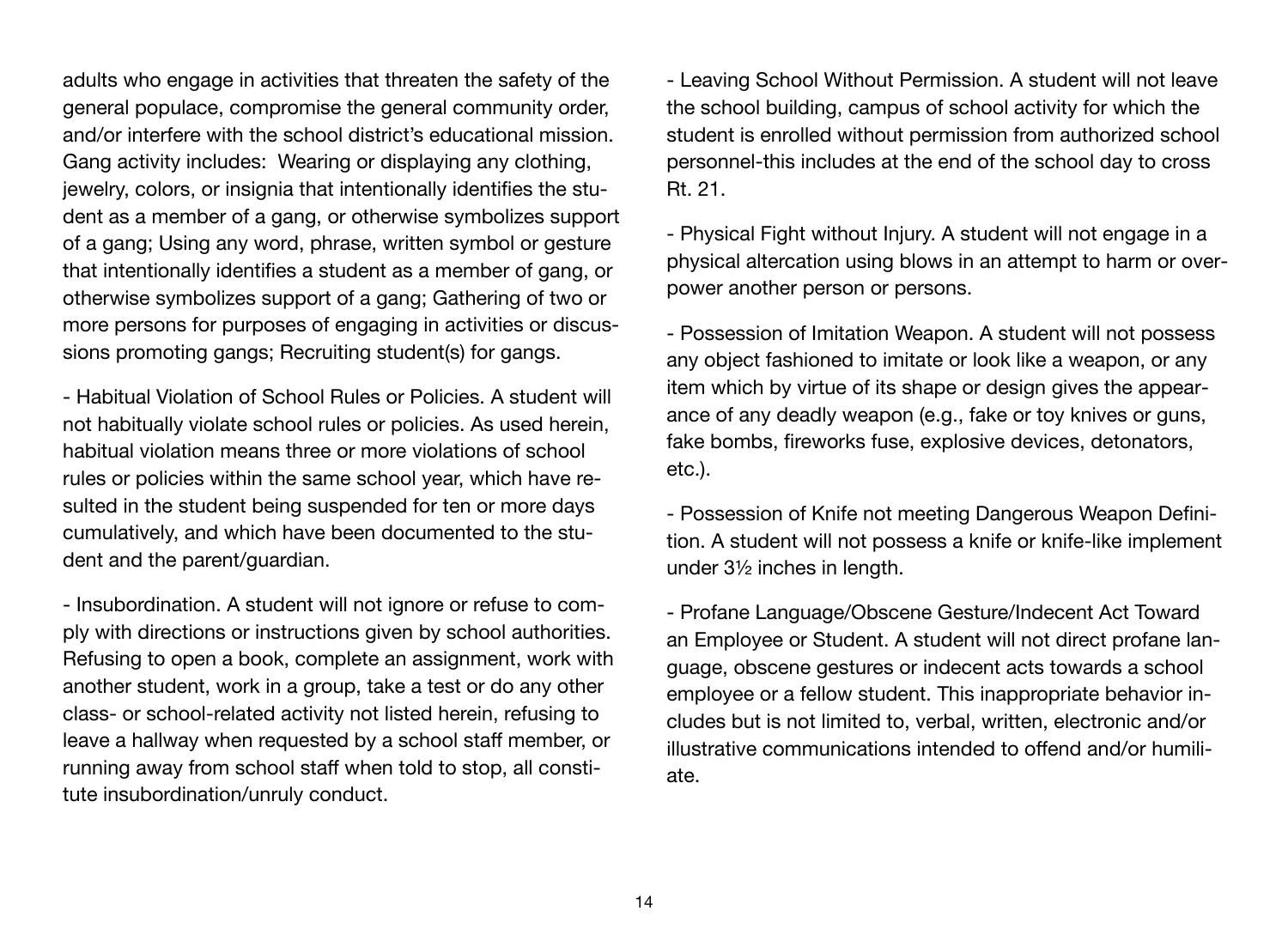adults who engage in activities that threaten the safety of the general populace, compromise the general community order, and/or interfere with the school district's educational mission. Gang activity includes: Wearing or displaying any clothing, jewelry, colors, or insignia that intentionally identifies the student as a member of a gang, or otherwise symbolizes support of a gang; Using any word, phrase, written symbol or gesture that intentionally identifies a student as a member of gang, or otherwise symbolizes support of a gang; Gathering of two or more persons for purposes of engaging in activities or discussions promoting gangs; Recruiting student(s) for gangs.

- Habitual Violation of School Rules or Policies. A student will not habitually violate school rules or policies. As used herein, habitual violation means three or more violations of school rules or policies within the same school year, which have resulted in the student being suspended for ten or more days cumulatively, and which have been documented to the student and the parent/guardian.

- Insubordination. A student will not ignore or refuse to comply with directions or instructions given by school authorities. Refusing to open a book, complete an assignment, work with another student, work in a group, take a test or do any other class- or school-related activity not listed herein, refusing to leave a hallway when requested by a school staff member, or running away from school staff when told to stop, all constitute insubordination/unruly conduct.

- Leaving School Without Permission. A student will not leave the school building, campus of school activity for which the student is enrolled without permission from authorized school personnel-this includes at the end of the school day to cross Rt. 21.

- Physical Fight without Injury. A student will not engage in a physical altercation using blows in an attempt to harm or overpower another person or persons.

- Possession of Imitation Weapon. A student will not possess any object fashioned to imitate or look like a weapon, or any item which by virtue of its shape or design gives the appearance of any deadly weapon (e.g., fake or toy knives or guns, fake bombs, fireworks fuse, explosive devices, detonators, etc.).

- Possession of Knife not meeting Dangerous Weapon Definition. A student will not possess a knife or knife-like implement under 3½ inches in length.

- Profane Language/Obscene Gesture/Indecent Act Toward an Employee or Student. A student will not direct profane language, obscene gestures or indecent acts towards a school employee or a fellow student. This inappropriate behavior includes but is not limited to, verbal, written, electronic and/or illustrative communications intended to offend and/or humiliate.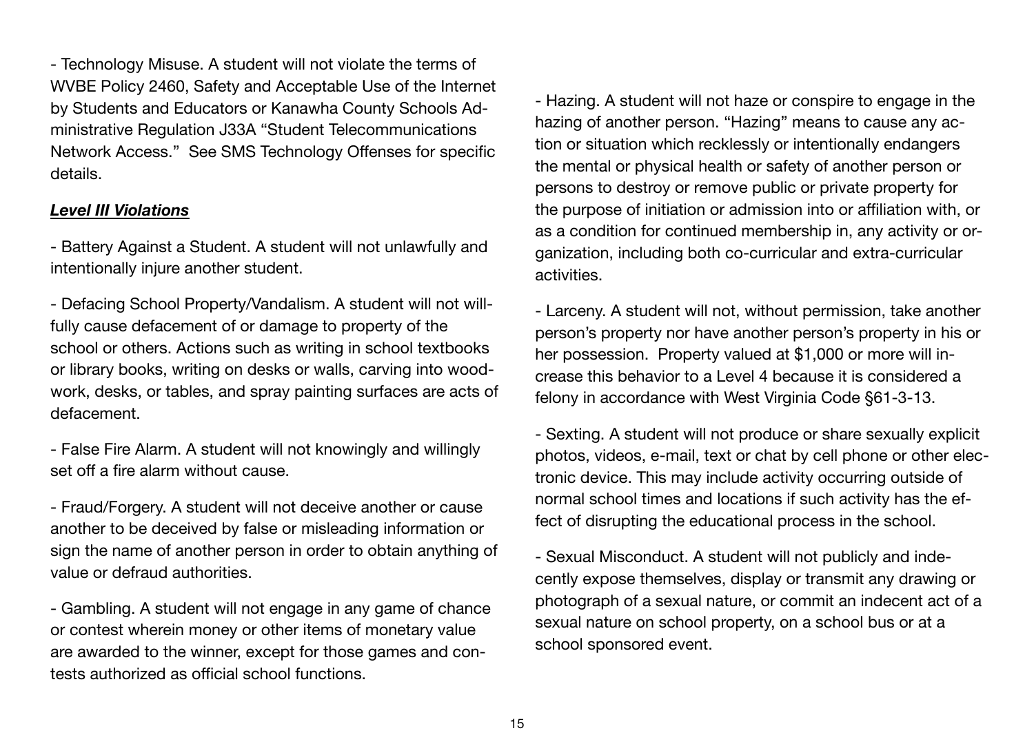- Technology Misuse. A student will not violate the terms of WVBE Policy 2460, Safety and Acceptable Use of the Internet by Students and Educators or Kanawha County Schools Administrative Regulation J33A "Student Telecommunications Network Access." See SMS Technology Offenses for specific details.

***Level III Violations***

- Battery Against a Student. A student will not unlawfully and intentionally injure another student.

- Defacing School Property/Vandalism. A student will not willfully cause defacement of or damage to property of the school or others. Actions such as writing in school textbooks or library books, writing on desks or walls, carving into woodwork, desks, or tables, and spray painting surfaces are acts of defacement.

- False Fire Alarm. A student will not knowingly and willingly set off a fire alarm without cause.

- Fraud/Forgery. A student will not deceive another or cause another to be deceived by false or misleading information or sign the name of another person in order to obtain anything of value or defraud authorities.

- Gambling. A student will not engage in any game of chance or contest wherein money or other items of monetary value are awarded to the winner, except for those games and contests authorized as official school functions.

- Hazing. A student will not haze or conspire to engage in the hazing of another person. "Hazing" means to cause any action or situation which recklessly or intentionally endangers the mental or physical health or safety of another person or persons to destroy or remove public or private property for the purpose of initiation or admission into or affiliation with, or as a condition for continued membership in, any activity or organization, including both co-curricular and extra-curricular activities.

- Larceny. A student will not, without permission, take another person's property nor have another person's property in his or her possession. Property valued at $1,000 or more will increase this behavior to a Level 4 because it is considered a felony in accordance with West Virginia Code §61-3-13.

- Sexting. A student will not produce or share sexually explicit photos, videos, e-mail, text or chat by cell phone or other electronic device. This may include activity occurring outside of normal school times and locations if such activity has the effect of disrupting the educational process in the school.

- Sexual Misconduct. A student will not publicly and indecently expose themselves, display or transmit any drawing or photograph of a sexual nature, or commit an indecent act of a sexual nature on school property, on a school bus or at a school sponsored event.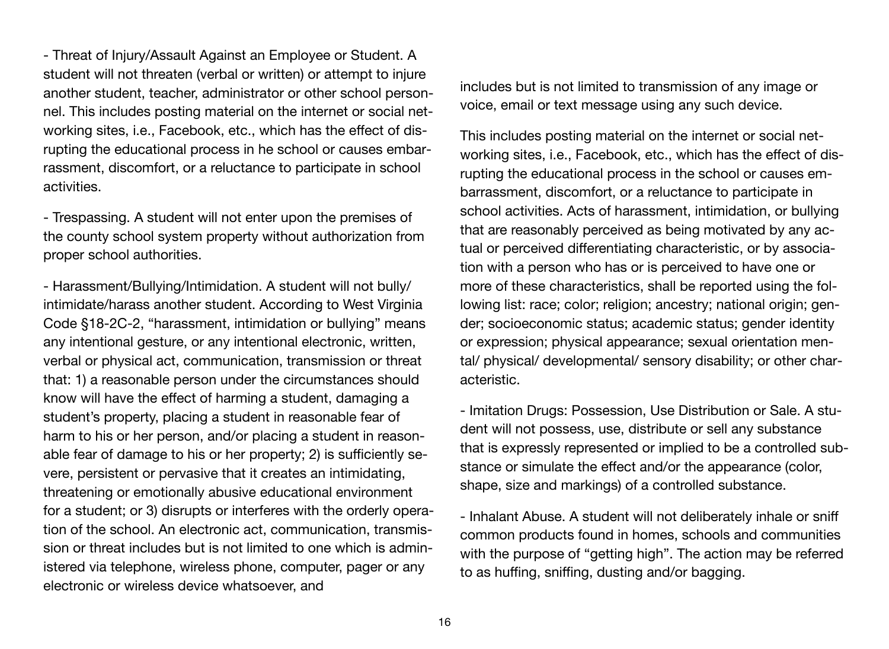- Threat of Injury/Assault Against an Employee or Student. A student will not threaten (verbal or written) or attempt to injure another student, teacher, administrator or other school personnel. This includes posting material on the internet or social networking sites, i.e., Facebook, etc., which has the effect of disrupting the educational process in he school or causes embarrassment, discomfort, or a reluctance to participate in school activities.

- Trespassing. A student will not enter upon the premises of the county school system property without authorization from proper school authorities.

- Harassment/Bullying/Intimidation. A student will not bully/ intimidate/harass another student. According to West Virginia Code §18-2C-2, "harassment, intimidation or bullying" means any intentional gesture, or any intentional electronic, written, verbal or physical act, communication, transmission or threat that: 1) a reasonable person under the circumstances should know will have the effect of harming a student, damaging a student's property, placing a student in reasonable fear of harm to his or her person, and/or placing a student in reasonable fear of damage to his or her property; 2) is sufficiently severe, persistent or pervasive that it creates an intimidating, threatening or emotionally abusive educational environment for a student; or 3) disrupts or interferes with the orderly operation of the school. An electronic act, communication, transmission or threat includes but is not limited to one which is administered via telephone, wireless phone, computer, pager or any electronic or wireless device whatsoever, and includes but is not limited to transmission of any image or voice, email or text message using any such device.

This includes posting material on the internet or social networking sites, i.e., Facebook, etc., which has the effect of disrupting the educational process in the school or causes embarrassment, discomfort, or a reluctance to participate in school activities. Acts of harassment, intimidation, or bullying that are reasonably perceived as being motivated by any actual or perceived differentiating characteristic, or by association with a person who has or is perceived to have one or more of these characteristics, shall be reported using the following list: race; color; religion; ancestry; national origin; gender; socioeconomic status; academic status; gender identity or expression; physical appearance; sexual orientation mental/ physical/ developmental/ sensory disability; or other characteristic.

- Imitation Drugs: Possession, Use Distribution or Sale. A student will not possess, use, distribute or sell any substance that is expressly represented or implied to be a controlled substance or simulate the effect and/or the appearance (color, shape, size and markings) of a controlled substance.

- Inhalant Abuse. A student will not deliberately inhale or sniff common products found in homes, schools and communities with the purpose of "getting high". The action may be referred to as huffing, sniffing, dusting and/or bagging.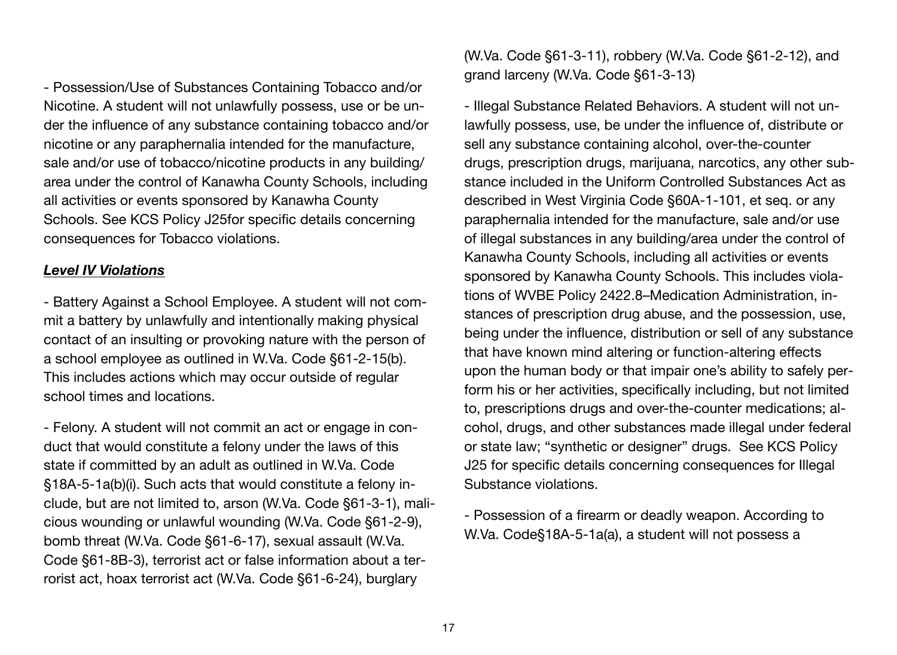- Possession/Use of Substances Containing Tobacco and/or Nicotine. A student will not unlawfully possess, use or be under the influence of any substance containing tobacco and/or nicotine or any paraphernalia intended for the manufacture, sale and/or use of tobacco/nicotine products in any building/ area under the control of Kanawha County Schools, including all activities or events sponsored by Kanawha County Schools. See KCS Policy J25for specific details concerning consequences for Tobacco violations.

***Level IV Violations***

- Battery Against a School Employee. A student will not commit a battery by unlawfully and intentionally making physical contact of an insulting or provoking nature with the person of a school employee as outlined in W.Va. Code §61-2-15(b). This includes actions which may occur outside of regular school times and locations.

- Felony. A student will not commit an act or engage in conduct that would constitute a felony under the laws of this state if committed by an adult as outlined in W.Va. Code §18A-5-1a(b)(i). Such acts that would constitute a felony include, but are not limited to, arson (W.Va. Code §61-3-1), malicious wounding or unlawful wounding (W.Va. Code §61-2-9), bomb threat (W.Va. Code §61-6-17), sexual assault (W.Va. Code §61-8B-3), terrorist act or false information about a terrorist act, hoax terrorist act (W.Va. Code §61-6-24), burglary (W.Va. Code §61-3-11), robbery (W.Va. Code §61-2-12), and grand larceny (W.Va. Code §61-3-13)

- Illegal Substance Related Behaviors. A student will not unlawfully possess, use, be under the influence of, distribute or sell any substance containing alcohol, over-the-counter drugs, prescription drugs, marijuana, narcotics, any other substance included in the Uniform Controlled Substances Act as described in West Virginia Code §60A-1-101, et seq. or any paraphernalia intended for the manufacture, sale and/or use of illegal substances in any building/area under the control of Kanawha County Schools, including all activities or events sponsored by Kanawha County Schools. This includes violations of WVBE Policy 2422.8–Medication Administration, instances of prescription drug abuse, and the possession, use, being under the influence, distribution or sell of any substance that have known mind altering or function-altering effects upon the human body or that impair one's ability to safely perform his or her activities, specifically including, but not limited to, prescriptions drugs and over-the-counter medications; alcohol, drugs, and other substances made illegal under federal or state law; "synthetic or designer" drugs. See KCS Policy J25 for specific details concerning consequences for Illegal Substance violations.

- Possession of a firearm or deadly weapon. According to W.Va. Code§18A-5-1a(a), a student will not possess a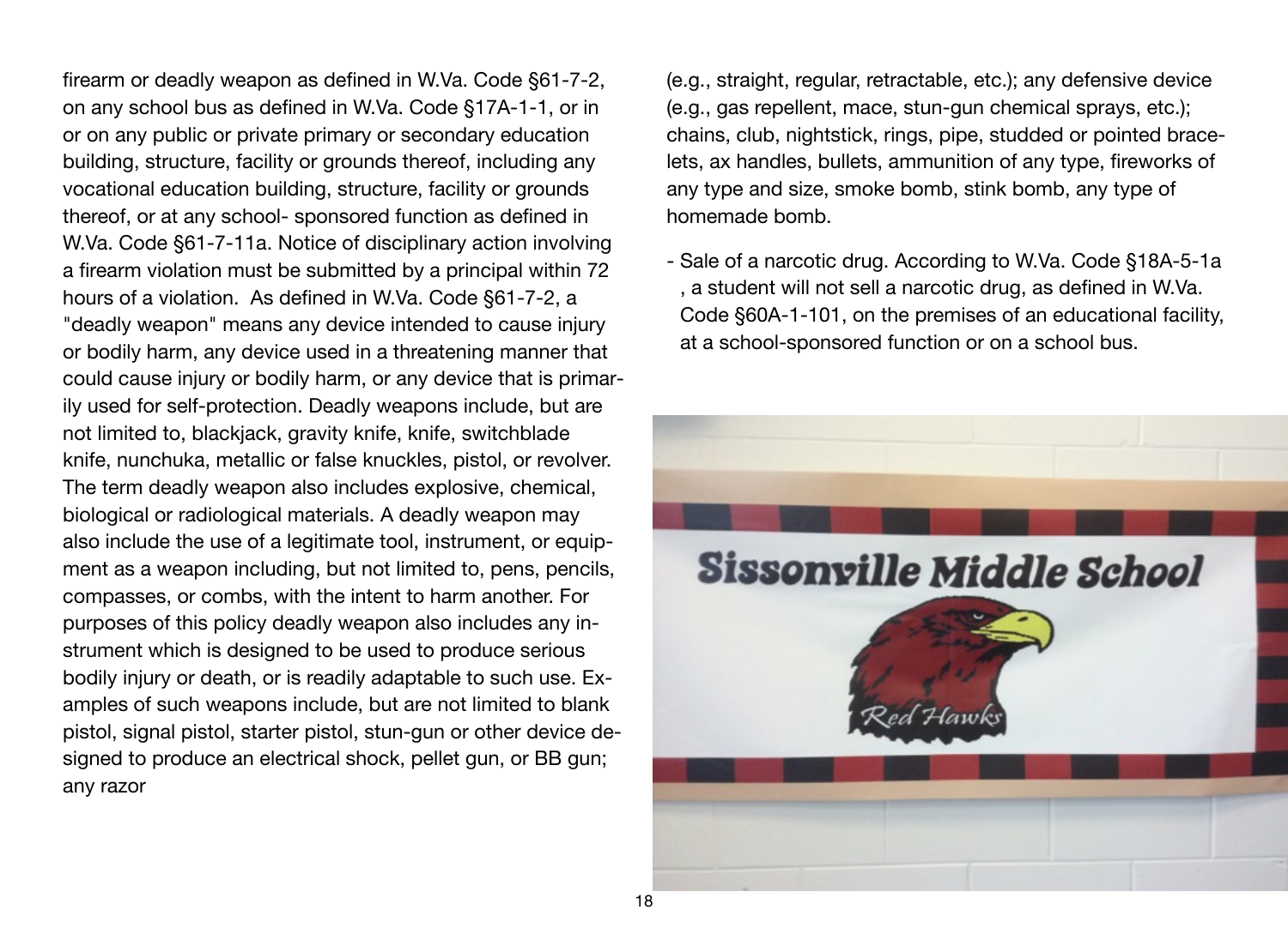firearm or deadly weapon as defined in W.Va. Code §61-7-2, on any school bus as defined in W.Va. Code §17A-1-1, or in or on any public or private primary or secondary education building, structure, facility or grounds thereof, including any vocational education building, structure, facility or grounds thereof, or at any school- sponsored function as defined in W.Va. Code §61-7-11a. Notice of disciplinary action involving a firearm violation must be submitted by a principal within 72 hours of a violation. As defined in W.Va. Code §61-7-2, a "deadly weapon" means any device intended to cause injury or bodily harm, any device used in a threatening manner that could cause injury or bodily harm, or any device that is primarily used for self-protection. Deadly weapons include, but are not limited to, blackjack, gravity knife, knife, switchblade knife, nunchuka, metallic or false knuckles, pistol, or revolver. The term deadly weapon also includes explosive, chemical, biological or radiological materials. A deadly weapon may also include the use of a legitimate tool, instrument, or equipment as a weapon including, but not limited to, pens, pencils, compasses, or combs, with the intent to harm another. For purposes of this policy deadly weapon also includes any instrument which is designed to be used to produce serious bodily injury or death, or is readily adaptable to such use. Examples of such weapons include, but are not limited to blank pistol, signal pistol, starter pistol, stun-gun or other device designed to produce an electrical shock, pellet gun, or BB gun; any razor (e.g., straight, regular, retractable, etc.); any defensive device (e.g., gas repellent, mace, stun-gun chemical sprays, etc.); chains, club, nightstick, rings, pipe, studded or pointed bracelets, ax handles, bullets, ammunition of any type, fireworks of any type and size, smoke bomb, stink bomb, any type of homemade bomb.

- Sale of a narcotic drug. According to W.Va. Code §18A-5-1a , a student will not sell a narcotic drug, as defined in W.Va. Code §60A-1-101, on the premises of an educational facility, at a school-sponsored function or on a school bus.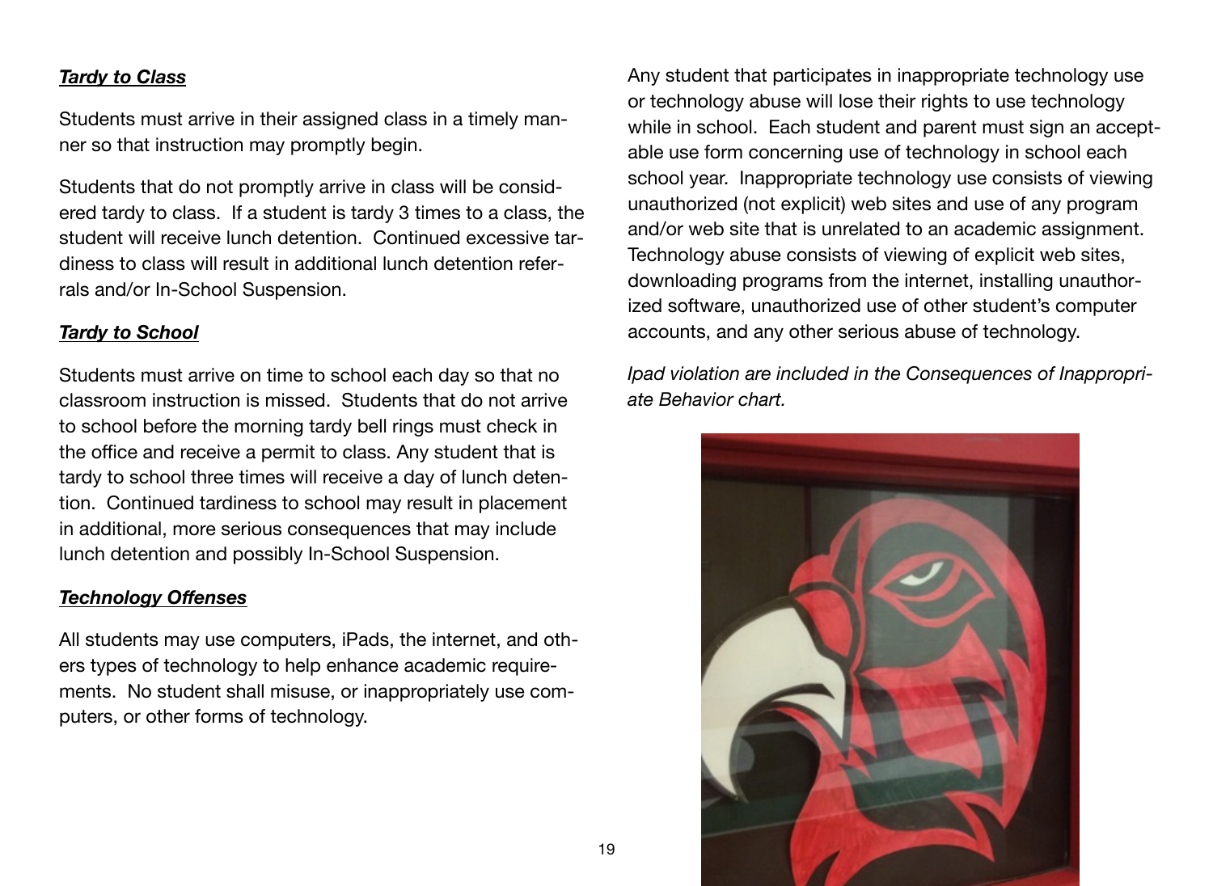***Tardy to Class***

Students must arrive in their assigned class in a timely manner so that instruction may promptly begin.

Students that do not promptly arrive in class will be considered tardy to class. If a student is tardy 3 times to a class, the student will receive lunch detention. Continued excessive tardiness to class will result in additional lunch detention referrals and/or In-School Suspension.

***Tardy to School***

Students must arrive on time to school each day so that no classroom instruction is missed. Students that do not arrive to school before the morning tardy bell rings must check in the office and receive a permit to class. Any student that is tardy to school three times will receive a day of lunch detention. Continued tardiness to school may result in placement in additional, more serious consequences that may include lunch detention and possibly In-School Suspension.

***Technology Offenses***

All students may use computers, iPads, the internet, and others types of technology to help enhance academic requirements. No student shall misuse, or inappropriately use computers, or other forms of technology.

Any student that participates in inappropriate technology use or technology abuse will lose their rights to use technology while in school. Each student and parent must sign an acceptable use form concerning use of technology in school each school year. Inappropriate technology use consists of viewing unauthorized (not explicit) web sites and use of any program and/or web site that is unrelated to an academic assignment. Technology abuse consists of viewing of explicit web sites, downloading programs from the internet, installing unauthorized software, unauthorized use of other student's computer accounts, and any other serious abuse of technology.

*Ipad violation are included in the Consequences of Inappropriate Behavior chart.*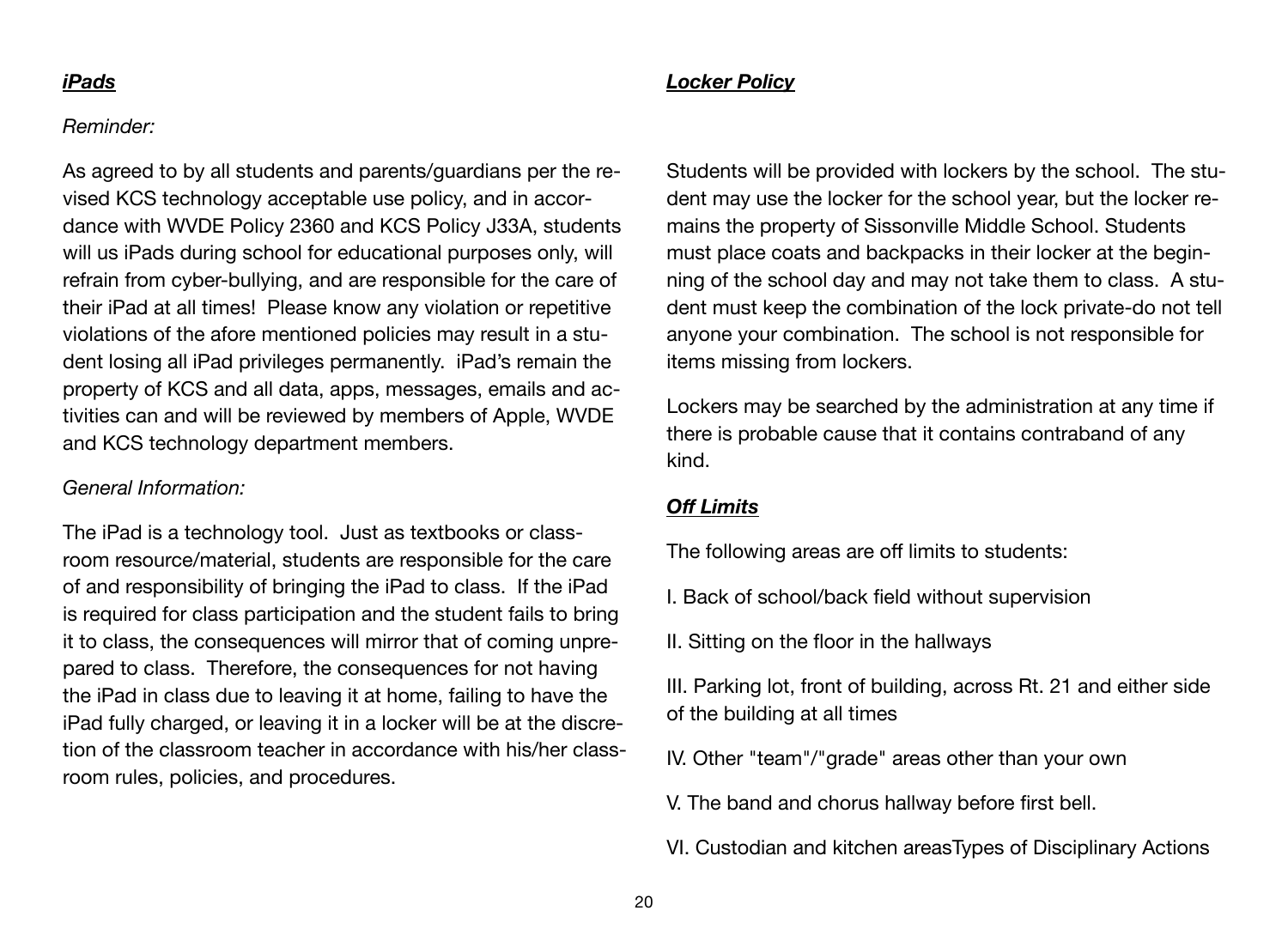### ***iPads***

*Reminder:*

As agreed to by all students and parents/guardians per the revised KCS technology acceptable use policy, and in accordance with WVDE Policy 2360 and KCS Policy J33A, students will us iPads during school for educational purposes only, will refrain from cyber-bullying, and are responsible for the care of their iPad at all times! Please know any violation or repetitive violations of the afore mentioned policies may result in a student losing all iPad privileges permanently. iPad's remain the property of KCS and all data, apps, messages, emails and activities can and will be reviewed by members of Apple, WVDE and KCS technology department members.

*General Information:*

The iPad is a technology tool. Just as textbooks or classroom resource/material, students are responsible for the care of and responsibility of bringing the iPad to class. If the iPad is required for class participation and the student fails to bring it to class, the consequences will mirror that of coming unprepared to class. Therefore, the consequences for not having the iPad in class due to leaving it at home, failing to have the iPad fully charged, or leaving it in a locker will be at the discretion of the classroom teacher in accordance with his/her classroom rules, policies, and procedures.

### ***Locker Policy***

Students will be provided with lockers by the school. The student may use the locker for the school year, but the locker remains the property of Sissonville Middle School. Students must place coats and backpacks in their locker at the beginning of the school day and may not take them to class. A student must keep the combination of the lock private-do not tell anyone your combination. The school is not responsible for items missing from lockers.

Lockers may be searched by the administration at any time if there is probable cause that it contains contraband of any kind.

### ***Off Limits***

The following areas are off limits to students:

I. Back of school/back field without supervision

II. Sitting on the floor in the hallways

III. Parking lot, front of building, across Rt. 21 and either side of the building at all times

IV. Other "team"/"grade" areas other than your own

V. The band and chorus hallway before first bell.

VI. Custodian and kitchen areasTypes of Disciplinary Actions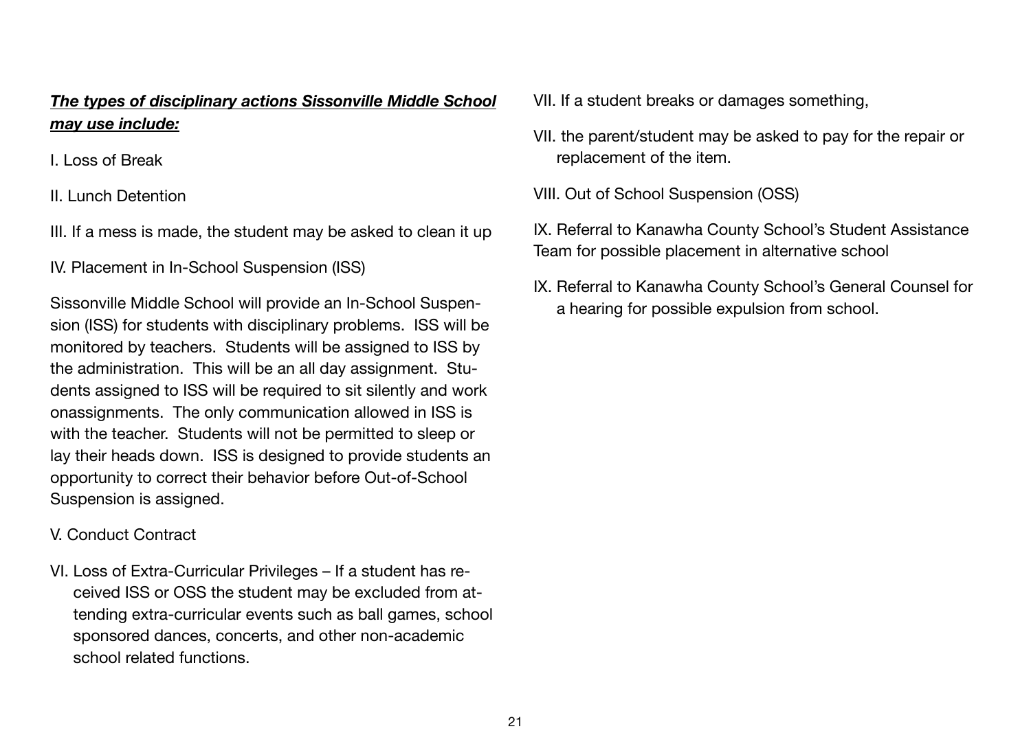***<u>The types of disciplinary actions Sissonville Middle School may use include:</u>***

I. Loss of Break

II. Lunch Detention

III. If a mess is made, the student may be asked to clean it up

IV. Placement in In-School Suspension (ISS)

Sissonville Middle School will provide an In-School Suspension (ISS) for students with disciplinary problems.  ISS will be monitored by teachers.  Students will be assigned to ISS by the administration.  This will be an all day assignment.  Students assigned to ISS will be required to sit silently and work onassignments.  The only communication allowed in ISS is with the teacher.  Students will not be permitted to sleep or lay their heads down.  ISS is designed to provide students an opportunity to correct their behavior before Out-of-School Suspension is assigned.

V. Conduct Contract

VI. Loss of Extra-Curricular Privileges – If a student has received ISS or OSS the student may be excluded from attending extra-curricular events such as ball games, school sponsored dances, concerts, and other non-academic school related functions.

VII. If a student breaks or damages something,

VII. the parent/student may be asked to pay for the repair or replacement of the item.

VIII. Out of School Suspension (OSS)

IX. Referral to Kanawha County School's Student Assistance Team for possible placement in alternative school

IX. Referral to Kanawha County School's General Counsel for a hearing for possible expulsion from school.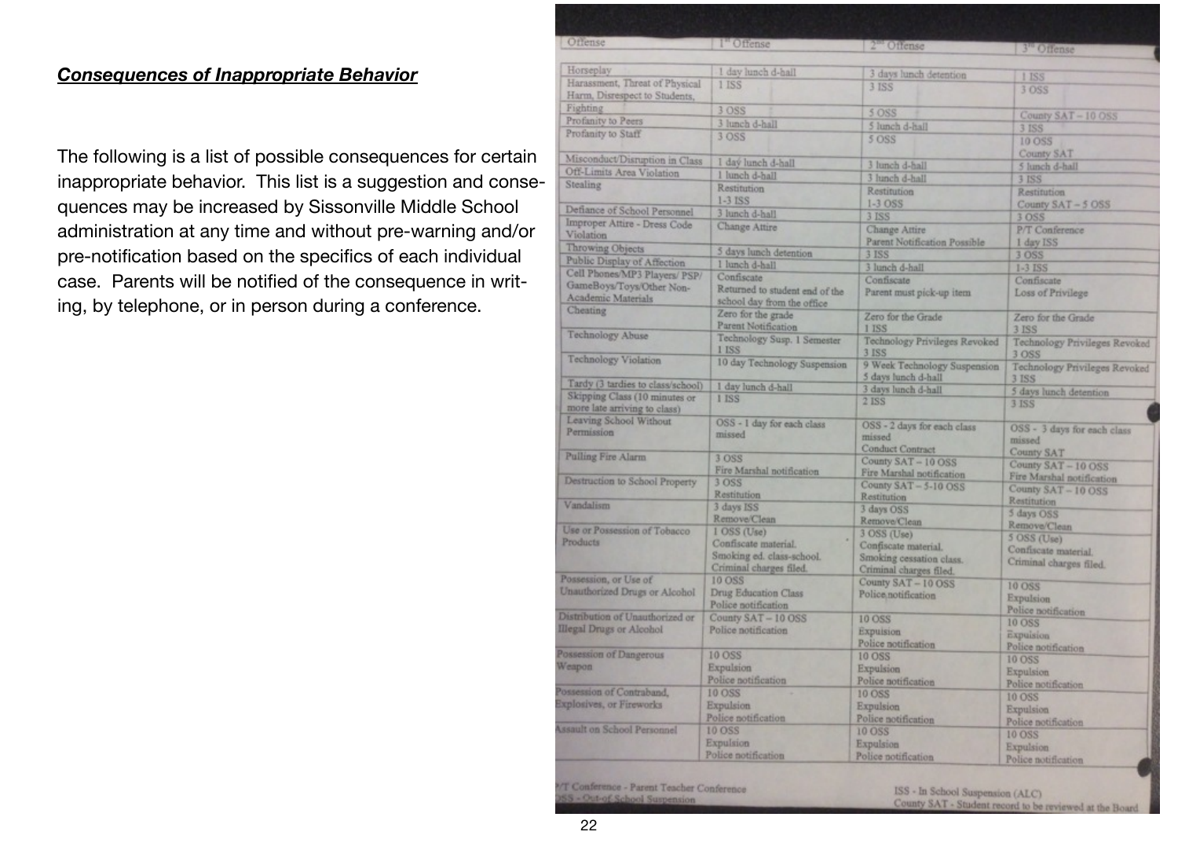***Consequences of Inappropriate Behavior***

The following is a list of possible consequences for certain inappropriate behavior. This list is a suggestion and consequences may be increased by Sissonville Middle School administration at any time and without pre-warning and/or pre-notification based on the specifics of each individual case. Parents will be notified of the consequence in writing, by telephone, or in person during a conference.

| Offense | 1st Offense | 2nd Offense | 3rd Offense |
|---|---|---|---|
| Horseplay | 1 day lunch d-hall | 3 days lunch detention | 1 ISS |
| Harassment, Threat of Physical Harm, Disrespect to Students, | 1 ISS | 3 ISS | 3 OSS |
| Fighting | 3 OSS | 5 OSS | County SAT – 10 OSS |
| Profanity to Peers | 3 lunch d-hall | 5 lunch d-hall | 3 ISS |
| Profanity to Staff | 3 OSS | 5 OSS | 10 OSS<br>County SAT |
| Misconduct/Disruption in Class | 1 day lunch d-hall | 3 lunch d-hall | 5 lunch d-hall |
| Off-Limits Area Violation | 1 lunch d-hall | 3 lunch d-hall | 3 ISS |
| Stealing | Restitution<br>1-3 ISS | Restitution<br>1-3 OSS | Restitution<br>County SAT – 5 OSS |
| Defiance of School Personnel | 3 lunch d-hall | 3 ISS | 3 OSS |
| Improper Attire - Dress Code Violation | Change Attire | Change Attire<br>Parent Notification Possible | P/T Conference<br>1 day ISS |
| Throwing Objects | 5 days lunch detention | 3 ISS | 3 OSS |
| Public Display of Affection | 1 lunch d-hall | 3 lunch d-hall | 1-3 ISS |
| Cell Phones/MP3 Players/ PSP/ GameBoys/Toys/Other Non-Academic Materials | Confiscate<br>Returned to student end of the school day from the office | Confiscate<br>Parent must pick-up item | Confiscate<br>Loss of Privilege |
| Cheating | Zero for the grade<br>Parent Notification | Zero for the Grade<br>1 ISS | Zero for the Grade<br>3 ISS |
| Technology Abuse | Technology Susp. 1 Semester<br>1 ISS | Technology Privileges Revoked<br>3 ISS | Technology Privileges Revoked<br>3 OSS |
| Technology Violation | 10 day Technology Suspension | 9 Week Technology Suspension<br>5 days lunch d-hall | Technology Privileges Revoked<br>3 ISS |
| Tardy (3 tardies to class/school) | 1 day lunch d-hall | 3 days lunch d-hall | 5 days lunch detention |
| Skipping Class (10 minutes or more late arriving to class) | 1 ISS | 2 ISS | 3 ISS |
| Leaving School Without Permission | OSS - 1 day for each class missed | OSS - 2 days for each class missed<br>Conduct Contract | OSS - 3 days for each class missed<br>County SAT |
| Pulling Fire Alarm | 3 OSS<br>Fire Marshal notification | County SAT – 10 OSS<br>Fire Marshal notification | County SAT – 10 OSS<br>Fire Marshal notification |
| Destruction to School Property | 3 OSS<br>Restitution | County SAT – 5-10 OSS<br>Restitution | County SAT – 10 OSS<br>Restitution |
| Vandalism | 3 days ISS<br>Remove/Clean | 3 days OSS<br>Remove/Clean | 5 days OSS<br>Remove/Clean |
| Use or Possession of Tobacco Products | 1 OSS (Use)<br>Confiscate material.<br>Smoking ed. class-school.<br>Criminal charges filed. | 3 OSS (Use)<br>Confiscate material.<br>Smoking cessation class.<br>Criminal charges filed. | 5 OSS (Use)<br>Confiscate material.<br>Criminal charges filed. |
| Possession, or Use of Unauthorized Drugs or Alcohol | 10 OSS<br>Drug Education Class<br>Police notification | County SAT – 10 OSS<br>Police notification | 10 OSS<br>Expulsion<br>Police notification |
| Distribution of Unauthorized or Illegal Drugs or Alcohol | County SAT – 10 OSS<br>Police notification | 10 OSS<br>Expulsion<br>Police notification | 10 OSS<br>Expulsion<br>Police notification |
| Possession of Dangerous Weapon | 10 OSS<br>Expulsion<br>Police notification | 10 OSS<br>Expulsion<br>Police notification | 10 OSS<br>Expulsion<br>Police notification |
| Possession of Contraband, Explosives, or Fireworks | 10 OSS<br>Expulsion<br>Police notification | 10 OSS<br>Expulsion<br>Police notification | 10 OSS<br>Expulsion<br>Police notification |
| Assault on School Personnel | 10 OSS<br>Expulsion<br>Police notification | 10 OSS<br>Expulsion<br>Police notification | 10 OSS<br>Expulsion<br>Police notification |

P/T Conference - Parent Teacher Conference
OSS - Out-of-School Suspension
ISS - In School Suspension (ALC)
County SAT - Student record to be reviewed at the Board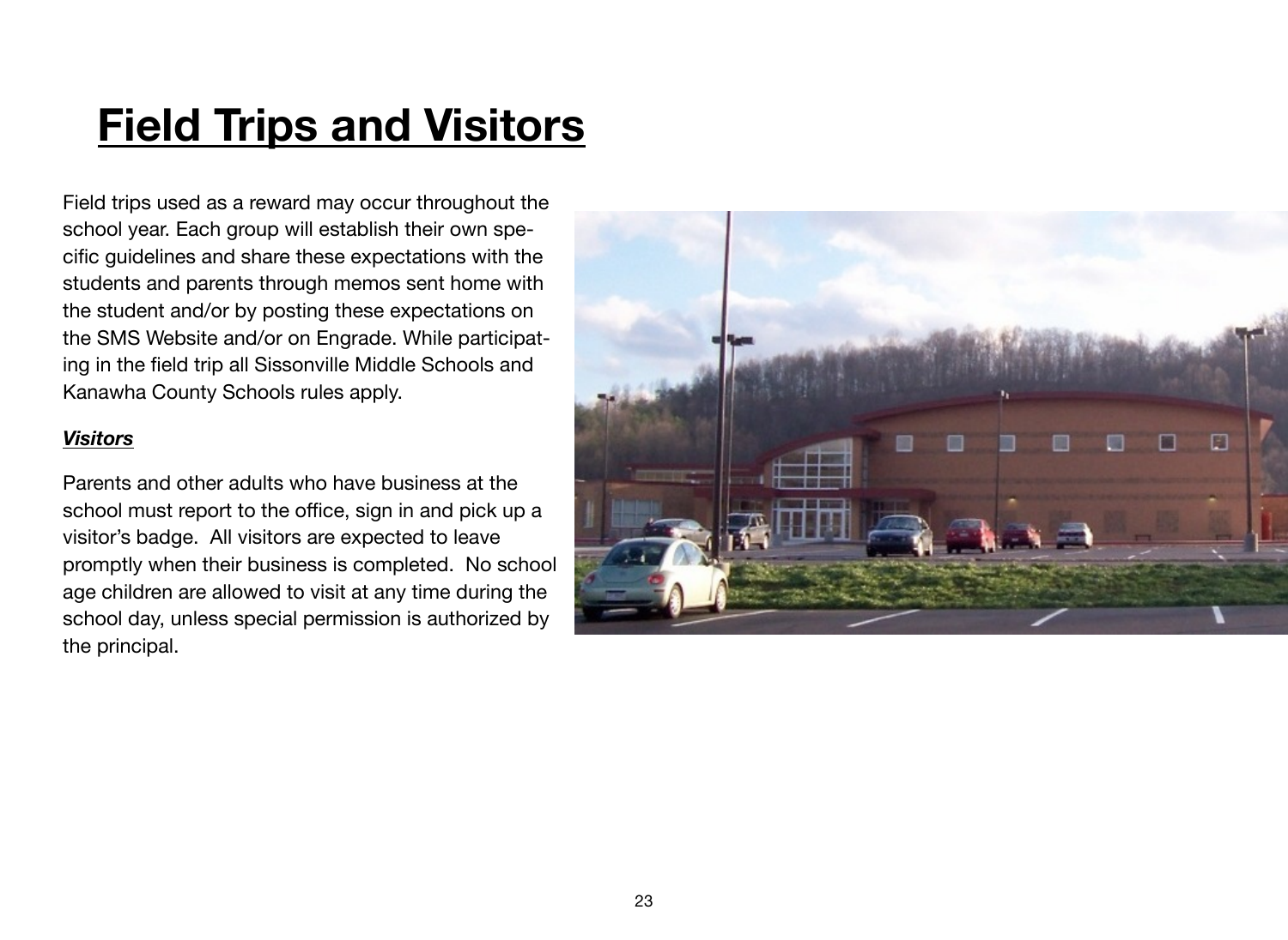# Field Trips and Visitors

Field trips used as a reward may occur throughout the school year. Each group will establish their own specific guidelines and share these expectations with the students and parents through memos sent home with the student and/or by posting these expectations on the SMS Website and/or on Engrade. While participating in the field trip all Sissonville Middle Schools and Kanawha County Schools rules apply.

***Visitors***

Parents and other adults who have business at the school must report to the office, sign in and pick up a visitor's badge. All visitors are expected to leave promptly when their business is completed. No school age children are allowed to visit at any time during the school day, unless special permission is authorized by the principal.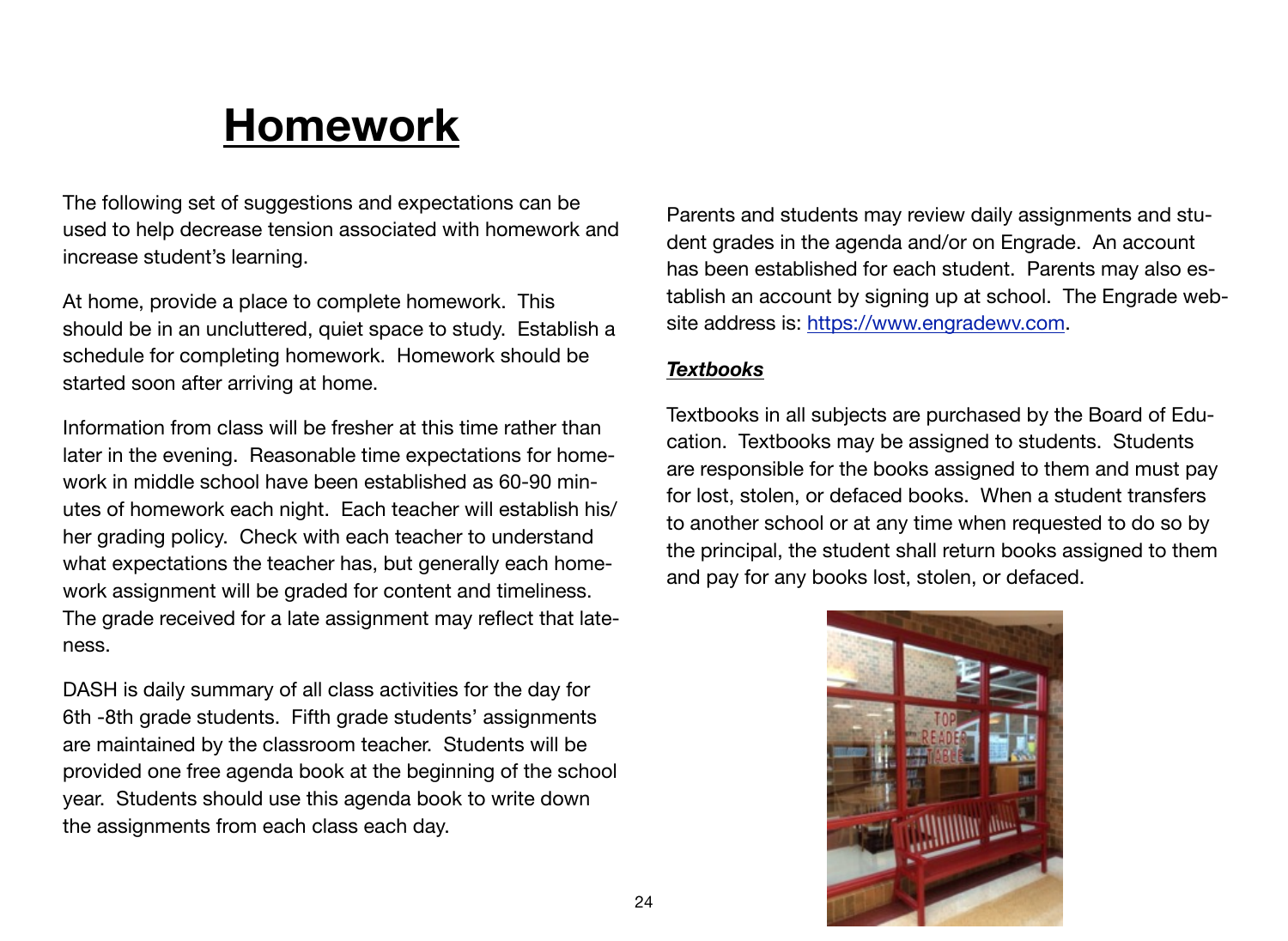# Homework

The following set of suggestions and expectations can be used to help decrease tension associated with homework and increase student's learning.

At home, provide a place to complete homework. This should be in an uncluttered, quiet space to study. Establish a schedule for completing homework. Homework should be started soon after arriving at home.

Information from class will be fresher at this time rather than later in the evening. Reasonable time expectations for homework in middle school have been established as 60-90 minutes of homework each night. Each teacher will establish his/her grading policy. Check with each teacher to understand what expectations the teacher has, but generally each homework assignment will be graded for content and timeliness. The grade received for a late assignment may reflect that lateness.

DASH is daily summary of all class activities for the day for 6th -8th grade students. Fifth grade students' assignments are maintained by the classroom teacher. Students will be provided one free agenda book at the beginning of the school year. Students should use this agenda book to write down the assignments from each class each day.

Parents and students may review daily assignments and student grades in the agenda and/or on Engrade. An account has been established for each student. Parents may also establish an account by signing up at school. The Engrade website address is: [https://www.engradewv.com](https://www.engradewv.com).

***Textbooks***

Textbooks in all subjects are purchased by the Board of Education. Textbooks may be assigned to students. Students are responsible for the books assigned to them and must pay for lost, stolen, or defaced books. When a student transfers to another school or at any time when requested to do so by the principal, the student shall return books assigned to them and pay for any books lost, stolen, or defaced.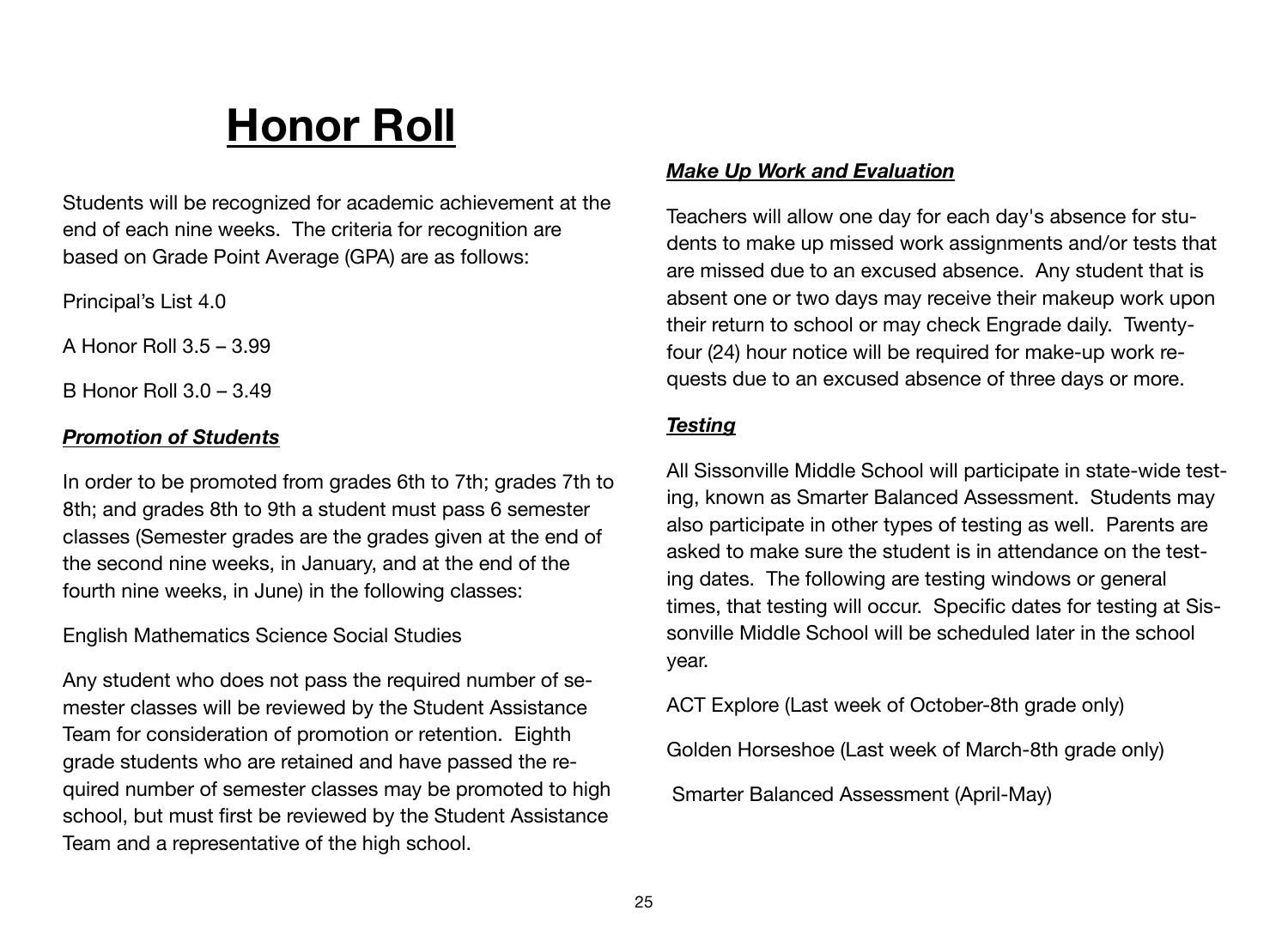# Honor Roll

Students will be recognized for academic achievement at the end of each nine weeks. The criteria for recognition are based on Grade Point Average (GPA) are as follows:

Principal's List 4.0

A Honor Roll 3.5 – 3.99

B Honor Roll 3.0 – 3.49

### ***Promotion of Students***

In order to be promoted from grades 6th to 7th; grades 7th to 8th; and grades 8th to 9th a student must pass 6 semester classes (Semester grades are the grades given at the end of the second nine weeks, in January, and at the end of the fourth nine weeks, in June) in the following classes:

English Mathematics Science Social Studies

Any student who does not pass the required number of semester classes will be reviewed by the Student Assistance Team for consideration of promotion or retention. Eighth grade students who are retained and have passed the required number of semester classes may be promoted to high school, but must first be reviewed by the Student Assistance Team and a representative of the high school.

### ***Make Up Work and Evaluation***

Teachers will allow one day for each day's absence for students to make up missed work assignments and/or tests that are missed due to an excused absence. Any student that is absent one or two days may receive their makeup work upon their return to school or may check Engrade daily. Twenty-four (24) hour notice will be required for make-up work requests due to an excused absence of three days or more.

### ***Testing***

All Sissonville Middle School will participate in state-wide testing, known as Smarter Balanced Assessment. Students may also participate in other types of testing as well. Parents are asked to make sure the student is in attendance on the testing dates. The following are testing windows or general times, that testing will occur. Specific dates for testing at Sissonville Middle School will be scheduled later in the school year.

ACT Explore (Last week of October-8th grade only)

Golden Horseshoe (Last week of March-8th grade only)

Smarter Balanced Assessment (April-May)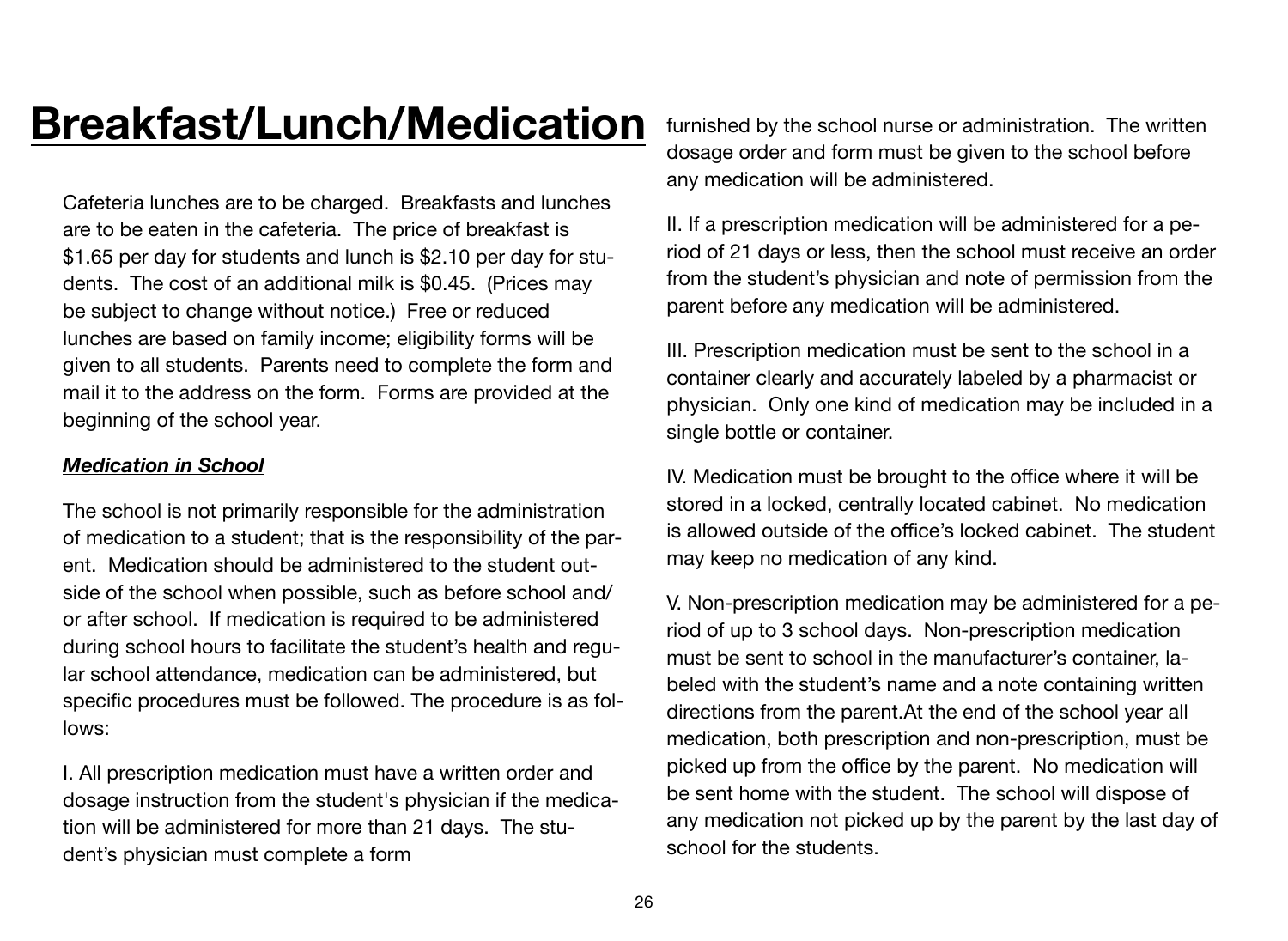# Breakfast/Lunch/Medication

Cafeteria lunches are to be charged. Breakfasts and lunches are to be eaten in the cafeteria. The price of breakfast is $1.65 per day for students and lunch is $2.10 per day for students. The cost of an additional milk is $0.45. (Prices may be subject to change without notice.) Free or reduced lunches are based on family income; eligibility forms will be given to all students. Parents need to complete the form and mail it to the address on the form. Forms are provided at the beginning of the school year.

***Medication in School***

The school is not primarily responsible for the administration of medication to a student; that is the responsibility of the parent. Medication should be administered to the student outside of the school when possible, such as before school and/or after school. If medication is required to be administered during school hours to facilitate the student's health and regular school attendance, medication can be administered, but specific procedures must be followed. The procedure is as follows:

I. All prescription medication must have a written order and dosage instruction from the student's physician if the medication will be administered for more than 21 days. The student's physician must complete a form furnished by the school nurse or administration. The written dosage order and form must be given to the school before any medication will be administered.

II. If a prescription medication will be administered for a period of 21 days or less, then the school must receive an order from the student's physician and note of permission from the parent before any medication will be administered.

III. Prescription medication must be sent to the school in a container clearly and accurately labeled by a pharmacist or physician. Only one kind of medication may be included in a single bottle or container.

IV. Medication must be brought to the office where it will be stored in a locked, centrally located cabinet. No medication is allowed outside of the office's locked cabinet. The student may keep no medication of any kind.

V. Non-prescription medication may be administered for a period of up to 3 school days. Non-prescription medication must be sent to school in the manufacturer's container, labeled with the student's name and a note containing written directions from the parent.At the end of the school year all medication, both prescription and non-prescription, must be picked up from the office by the parent. No medication will be sent home with the student. The school will dispose of any medication not picked up by the parent by the last day of school for the students.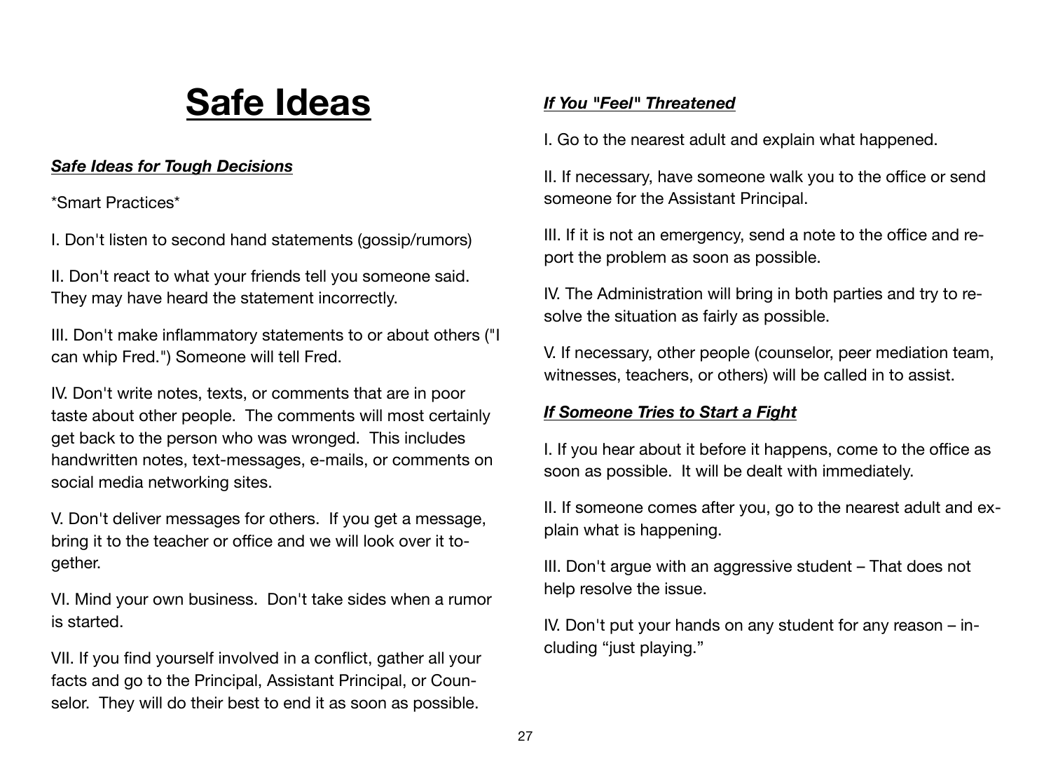# Safe Ideas

***Safe Ideas for Tough Decisions***

*Smart Practices*

I. Don't listen to second hand statements (gossip/rumors)

II. Don't react to what your friends tell you someone said. They may have heard the statement incorrectly.

III. Don't make inflammatory statements to or about others ("I can whip Fred.") Someone will tell Fred.

IV. Don't write notes, texts, or comments that are in poor taste about other people. The comments will most certainly get back to the person who was wronged. This includes handwritten notes, text-messages, e-mails, or comments on social media networking sites.

V. Don't deliver messages for others. If you get a message, bring it to the teacher or office and we will look over it together.

VI. Mind your own business. Don't take sides when a rumor is started.

VII. If you find yourself involved in a conflict, gather all your facts and go to the Principal, Assistant Principal, or Counselor. They will do their best to end it as soon as possible.

***If You "Feel" Threatened***

I. Go to the nearest adult and explain what happened.

II. If necessary, have someone walk you to the office or send someone for the Assistant Principal.

III. If it is not an emergency, send a note to the office and report the problem as soon as possible.

IV. The Administration will bring in both parties and try to resolve the situation as fairly as possible.

V. If necessary, other people (counselor, peer mediation team, witnesses, teachers, or others) will be called in to assist.

***If Someone Tries to Start a Fight***

I. If you hear about it before it happens, come to the office as soon as possible. It will be dealt with immediately.

II. If someone comes after you, go to the nearest adult and explain what is happening.

III. Don't argue with an aggressive student – That does not help resolve the issue.

IV. Don't put your hands on any student for any reason – including "just playing."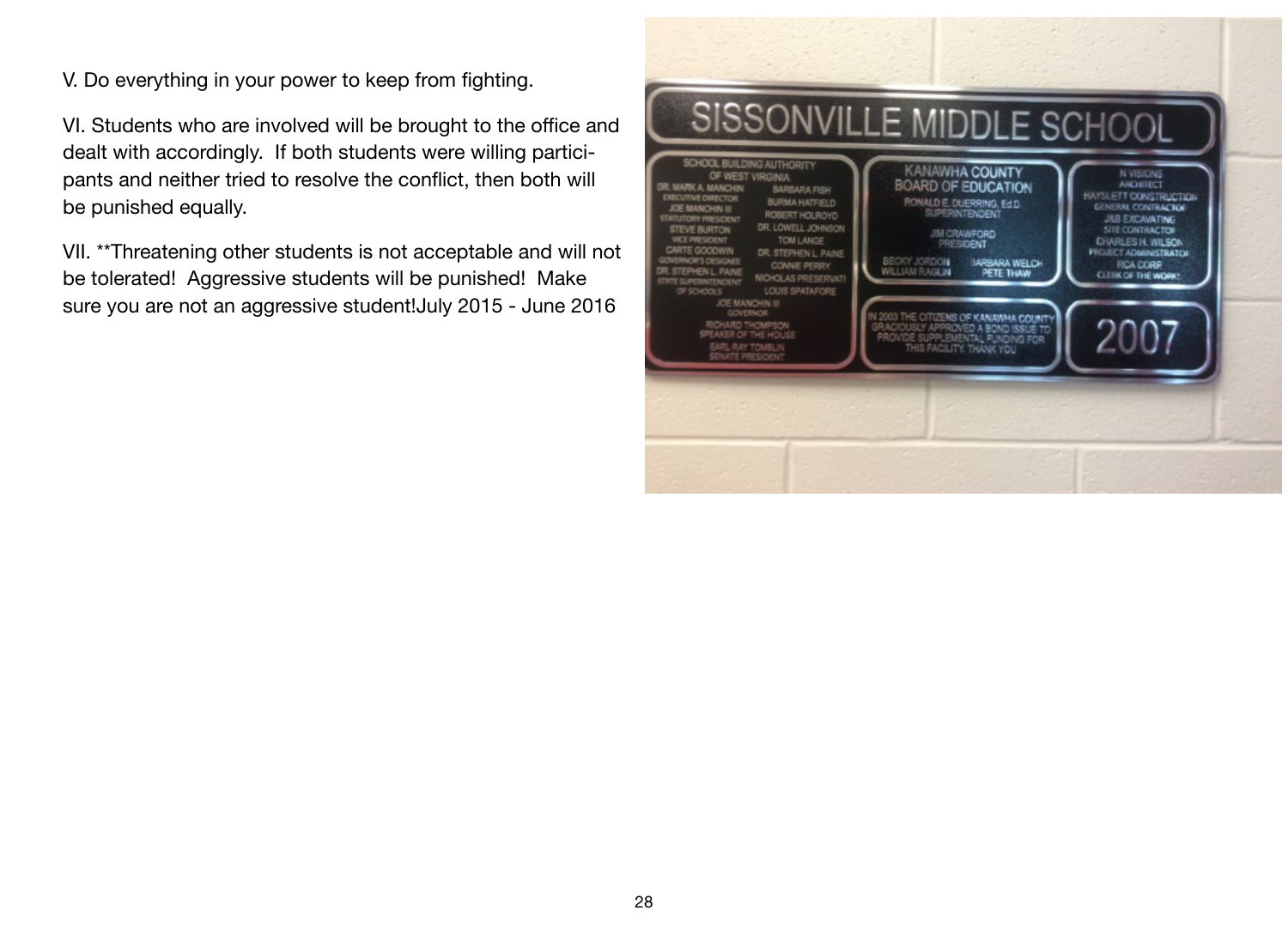V. Do everything in your power to keep from fighting.

VI. Students who are involved will be brought to the office and dealt with accordingly. If both students were willing participants and neither tried to resolve the conflict, then both will be punished equally.

VII. **Threatening other students is not acceptable and will not be tolerated! Aggressive students will be punished! Make sure you are not an aggressive student!July 2015 - June 2016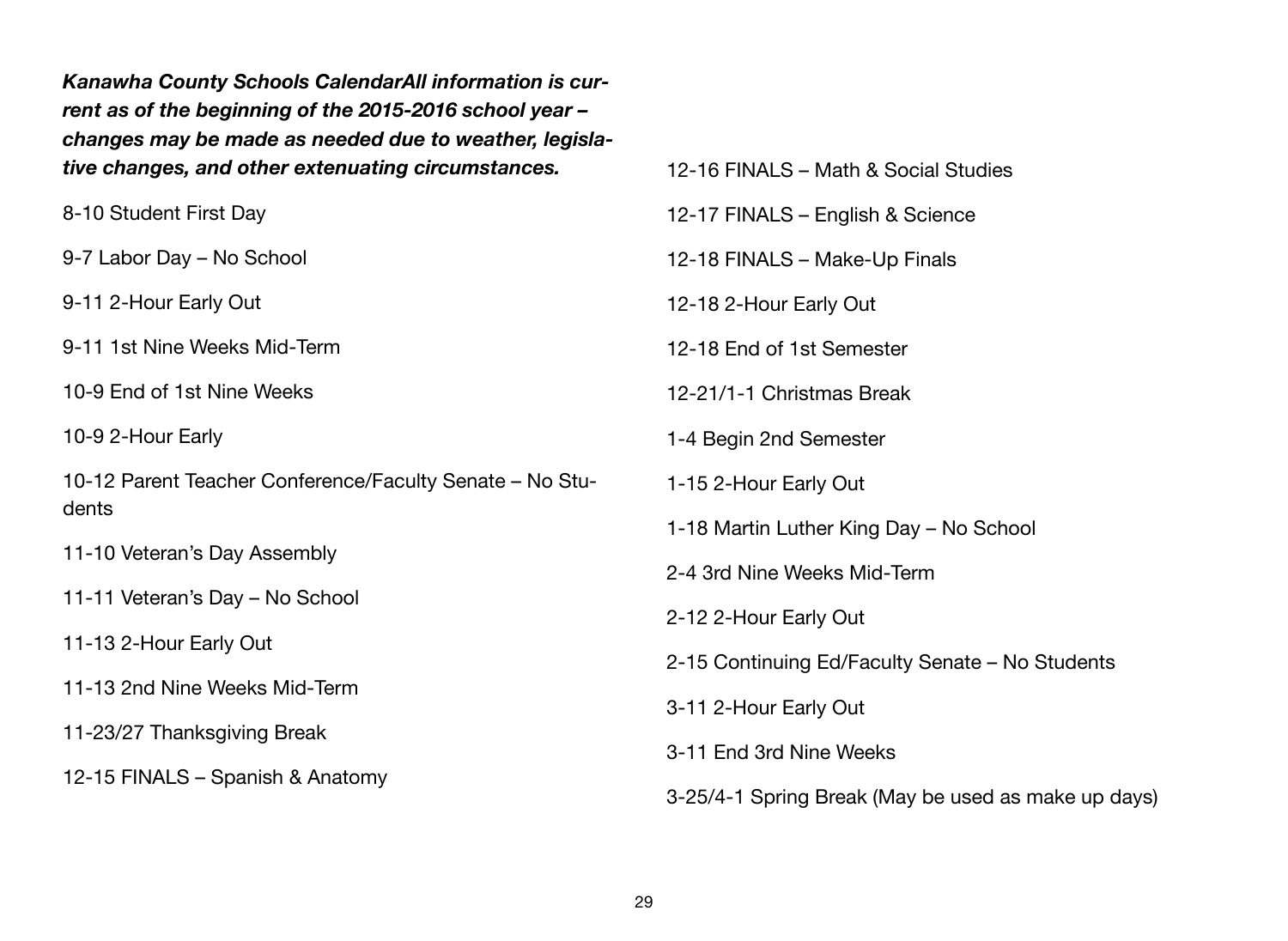***Kanawha County Schools CalendarAll information is current as of the beginning of the 2015-2016 school year – changes may be made as needed due to weather, legislative changes, and other extenuating circumstances.***

8-10 Student First Day

9-7 Labor Day – No School

9-11 2-Hour Early Out

9-11 1st Nine Weeks Mid-Term

10-9 End of 1st Nine Weeks

10-9 2-Hour Early

10-12 Parent Teacher Conference/Faculty Senate – No Students

11-10 Veteran's Day Assembly

11-11 Veteran's Day – No School

11-13 2-Hour Early Out

11-13 2nd Nine Weeks Mid-Term

11-23/27 Thanksgiving Break

12-15 FINALS – Spanish & Anatomy

12-16 FINALS – Math & Social Studies

12-17 FINALS – English & Science

12-18 FINALS – Make-Up Finals

12-18 2-Hour Early Out

12-18 End of 1st Semester

12-21/1-1 Christmas Break

1-4 Begin 2nd Semester

1-15 2-Hour Early Out

1-18 Martin Luther King Day – No School

2-4 3rd Nine Weeks Mid-Term

2-12 2-Hour Early Out

2-15 Continuing Ed/Faculty Senate – No Students

3-11 2-Hour Early Out

3-11 End 3rd Nine Weeks

3-25/4-1 Spring Break (May be used as make up days)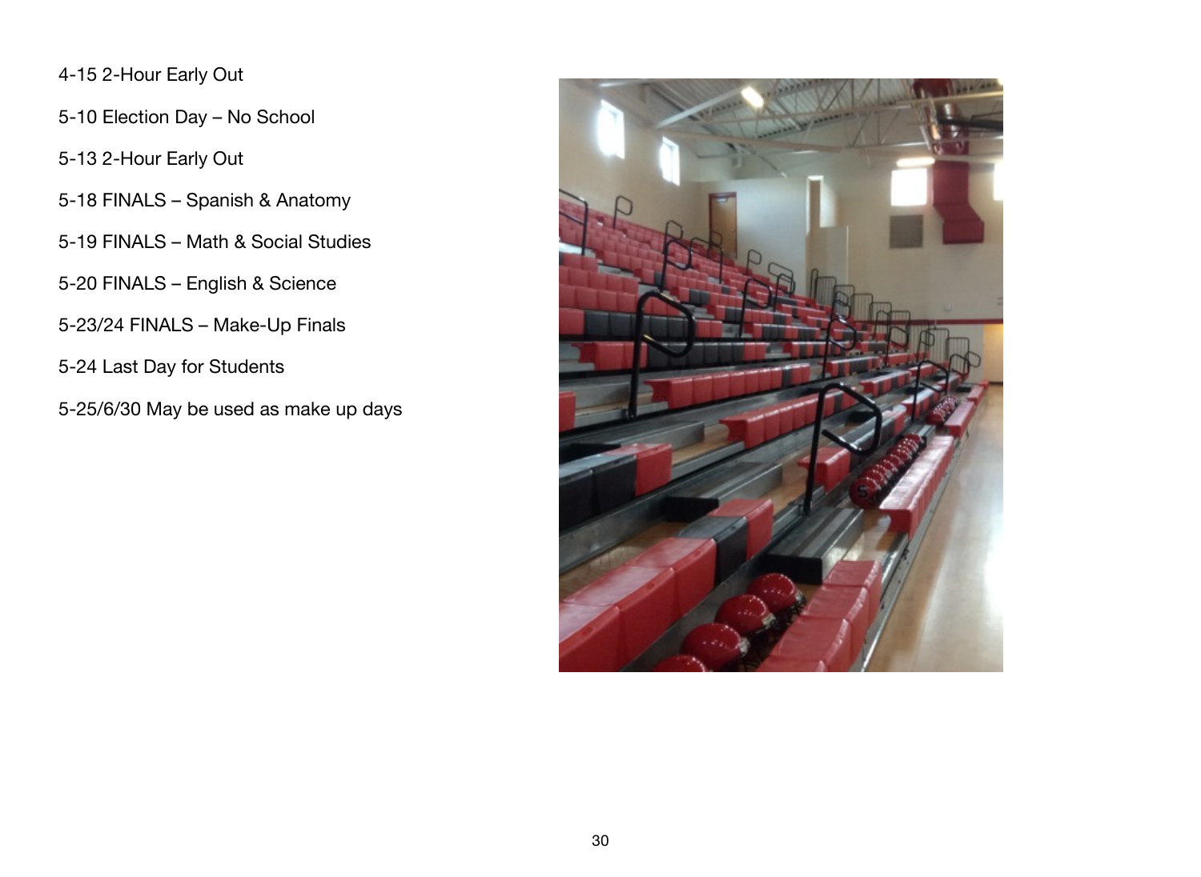4-15 2-Hour Early Out

5-10 Election Day – No School

5-13 2-Hour Early Out

5-18 FINALS – Spanish & Anatomy

5-19 FINALS – Math & Social Studies

5-20 FINALS – English & Science

5-23/24 FINALS – Make-Up Finals

5-24 Last Day for Students

5-25/6/30 May be used as make up days